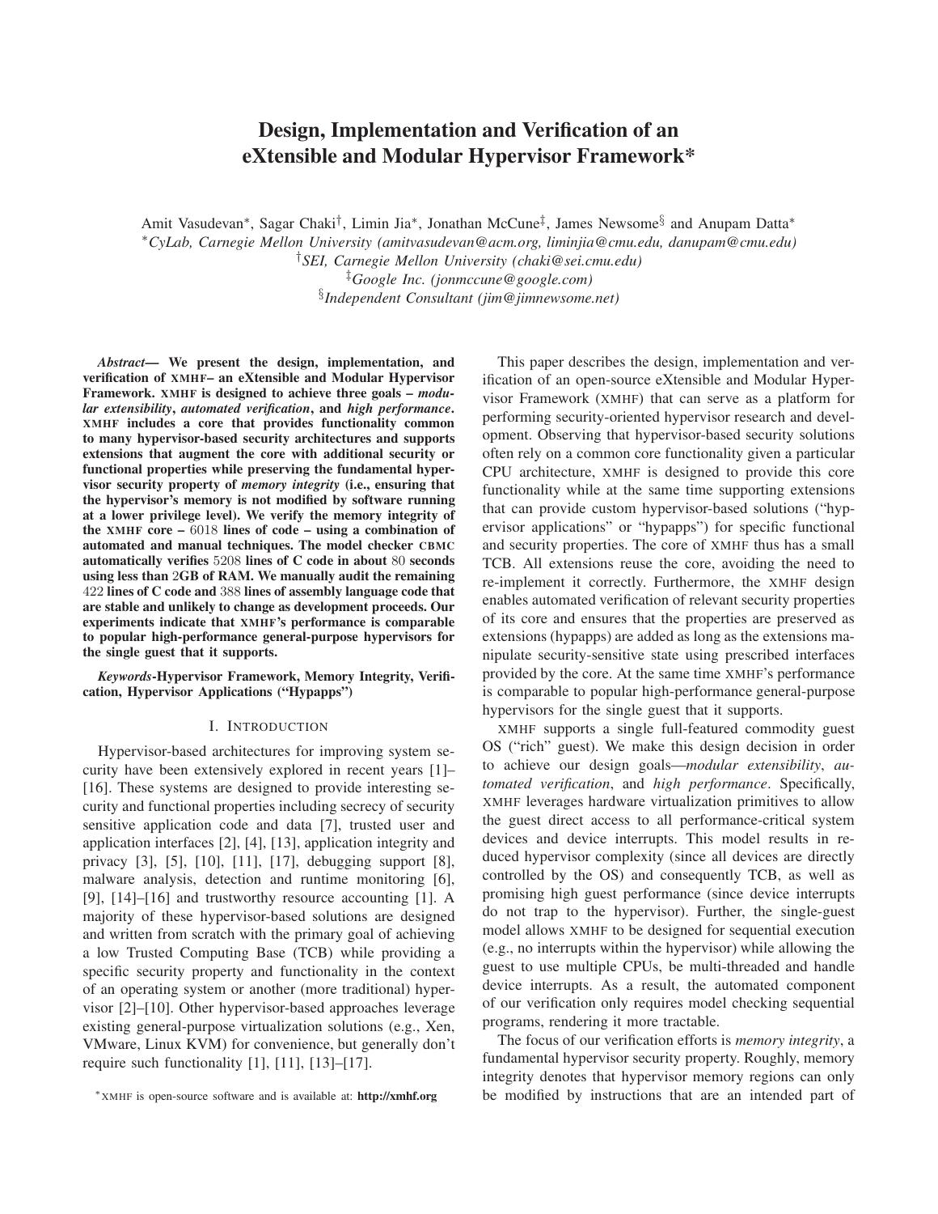# Design, Implementation and Verification of an eXtensible and Modular Hypervisor Framework*

Amit Vasudevan*, Sagar Chaki†, Limin Jia*, Jonathan McCune‡, James Newsome§ and Anupam Datta*

*CyLab, Carnegie Mellon University (amitvasudevan@acm.org, liminjia@cmu.edu, danupam@cmu.edu)

†SEI, Carnegie Mellon University (chaki@sei.cmu.edu)

‡Google Inc. (jonmccune@google.com)

§Independent Consultant (jim@jimnewsome.net)

***Abstract*— We present the design, implementation, and verification of XMHF– an eXtensible and Modular Hypervisor Framework. XMHF is designed to achieve three goals – *modular extensibility*, *automated verification*, and *high performance*. XMHF includes a core that provides functionality common to many hypervisor-based security architectures and supports extensions that augment the core with additional security or functional properties while preserving the fundamental hypervisor security property of *memory integrity* (i.e., ensuring that the hypervisor's memory is not modified by software running at a lower privilege level). We verify the memory integrity of the XMHF core – 6018 lines of code – using a combination of automated and manual techniques. The model checker CBMC automatically verifies 5208 lines of C code in about 80 seconds using less than 2GB of RAM. We manually audit the remaining 422 lines of C code and 388 lines of assembly language code that are stable and unlikely to change as development proceeds. Our experiments indicate that XMHF's performance is comparable to popular high-performance general-purpose hypervisors for the single guest that it supports.**

***Keywords*-Hypervisor Framework, Memory Integrity, Verification, Hypervisor Applications ("Hypapps")**

## I. Introduction

Hypervisor-based architectures for improving system security have been extensively explored in recent years [1]–[16]. These systems are designed to provide interesting security and functional properties including secrecy of security sensitive application code and data [7], trusted user and application interfaces [2], [4], [13], application integrity and privacy [3], [5], [10], [11], [17], debugging support [8], malware analysis, detection and runtime monitoring [6], [9], [14]–[16] and trustworthy resource accounting [1]. A majority of these hypervisor-based solutions are designed and written from scratch with the primary goal of achieving a low Trusted Computing Base (TCB) while providing a specific security property and functionality in the context of an operating system or another (more traditional) hypervisor [2]–[10]. Other hypervisor-based approaches leverage existing general-purpose virtualization solutions (e.g., Xen, VMware, Linux KVM) for convenience, but generally don't require such functionality [1], [11], [13]–[17].

*XMHF is open-source software and is available at: **http://xmhf.org**

This paper describes the design, implementation and verification of an open-source eXtensible and Modular Hypervisor Framework (XMHF) that can serve as a platform for performing security-oriented hypervisor research and development. Observing that hypervisor-based security solutions often rely on a common core functionality given a particular CPU architecture, XMHF is designed to provide this core functionality while at the same time supporting extensions that can provide custom hypervisor-based solutions ("hypervisor applications" or "hypapps") for specific functional and security properties. The core of XMHF thus has a small TCB. All extensions reuse the core, avoiding the need to re-implement it correctly. Furthermore, the XMHF design enables automated verification of relevant security properties of its core and ensures that the properties are preserved as extensions (hypapps) are added as long as the extensions manipulate security-sensitive state using prescribed interfaces provided by the core. At the same time XMHF's performance is comparable to popular high-performance general-purpose hypervisors for the single guest that it supports.

XMHF supports a single full-featured commodity guest OS ("rich" guest). We make this design decision in order to achieve our design goals—*modular extensibility*, *automated verification*, and *high performance*. Specifically, XMHF leverages hardware virtualization primitives to allow the guest direct access to all performance-critical system devices and device interrupts. This model results in reduced hypervisor complexity (since all devices are directly controlled by the OS) and consequently TCB, as well as promising high guest performance (since device interrupts do not trap to the hypervisor). Further, the single-guest model allows XMHF to be designed for sequential execution (e.g., no interrupts within the hypervisor) while allowing the guest to use multiple CPUs, be multi-threaded and handle device interrupts. As a result, the automated component of our verification only requires model checking sequential programs, rendering it more tractable.

The focus of our verification efforts is *memory integrity*, a fundamental hypervisor security property. Roughly, memory integrity denotes that hypervisor memory regions can only be modified by instructions that are an intended part of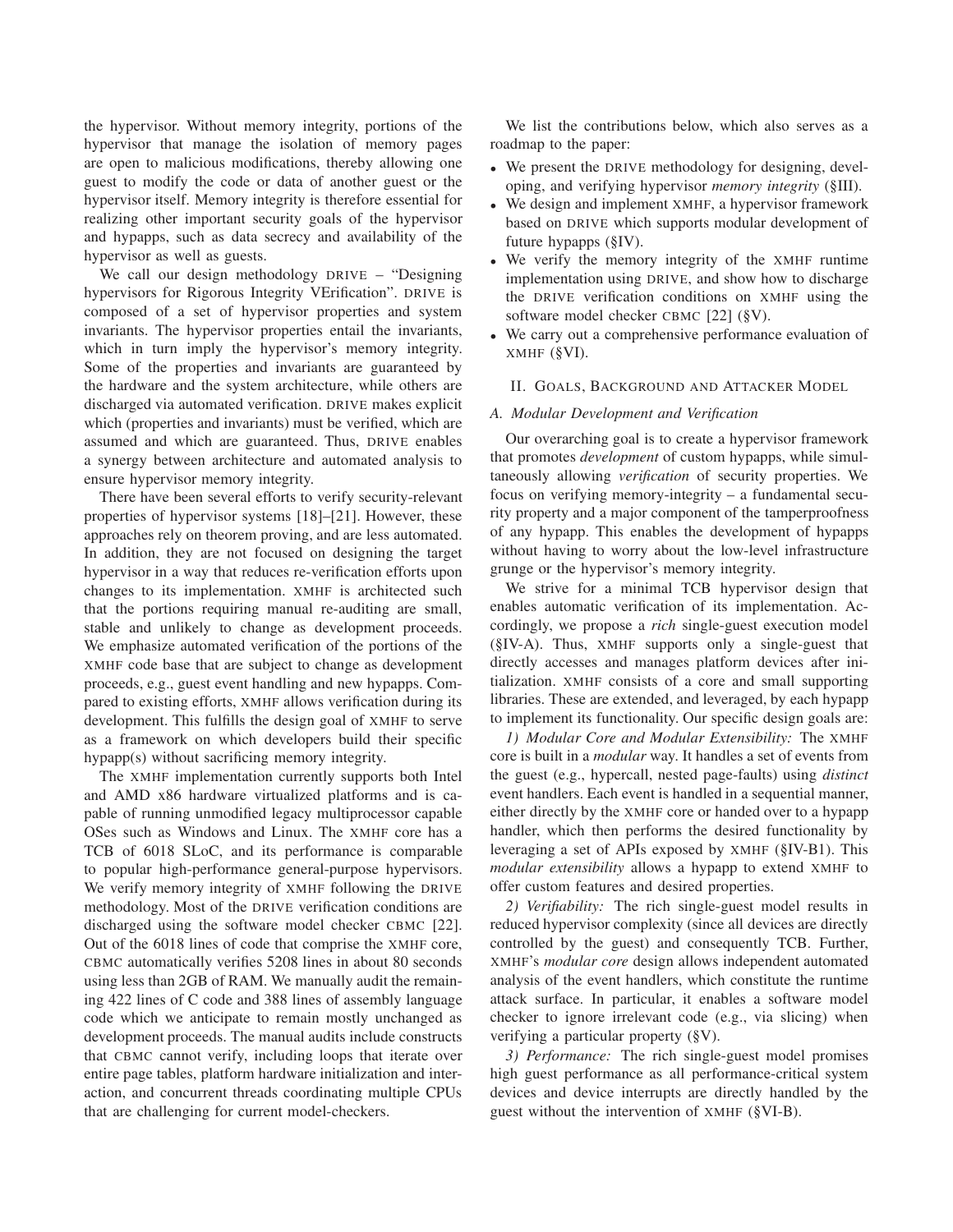the hypervisor. Without memory integrity, portions of the hypervisor that manage the isolation of memory pages are open to malicious modifications, thereby allowing one guest to modify the code or data of another guest or the hypervisor itself. Memory integrity is therefore essential for realizing other important security goals of the hypervisor and hypapps, such as data secrecy and availability of the hypervisor as well as guests.

We call our design methodology DRIVE – "Designing hypervisors for Rigorous Integrity VErification". DRIVE is composed of a set of hypervisor properties and system invariants. The hypervisor properties entail the invariants, which in turn imply the hypervisor's memory integrity. Some of the properties and invariants are guaranteed by the hardware and the system architecture, while others are discharged via automated verification. DRIVE makes explicit which (properties and invariants) must be verified, which are assumed and which are guaranteed. Thus, DRIVE enables a synergy between architecture and automated analysis to ensure hypervisor memory integrity.

There have been several efforts to verify security-relevant properties of hypervisor systems [18]–[21]. However, these approaches rely on theorem proving, and are less automated. In addition, they are not focused on designing the target hypervisor in a way that reduces re-verification efforts upon changes to its implementation. XMHF is architected such that the portions requiring manual re-auditing are small, stable and unlikely to change as development proceeds. We emphasize automated verification of the portions of the XMHF code base that are subject to change as development proceeds, e.g., guest event handling and new hypapps. Compared to existing efforts, XMHF allows verification during its development. This fulfills the design goal of XMHF to serve as a framework on which developers build their specific hypapp(s) without sacrificing memory integrity.

The XMHF implementation currently supports both Intel and AMD x86 hardware virtualized platforms and is capable of running unmodified legacy multiprocessor capable OSes such as Windows and Linux. The XMHF core has a TCB of 6018 SLoC, and its performance is comparable to popular high-performance general-purpose hypervisors. We verify memory integrity of XMHF following the DRIVE methodology. Most of the DRIVE verification conditions are discharged using the software model checker CBMC [22]. Out of the 6018 lines of code that comprise the XMHF core, CBMC automatically verifies 5208 lines in about 80 seconds using less than 2GB of RAM. We manually audit the remaining 422 lines of C code and 388 lines of assembly language code which we anticipate to remain mostly unchanged as development proceeds. The manual audits include constructs that CBMC cannot verify, including loops that iterate over entire page tables, platform hardware initialization and interaction, and concurrent threads coordinating multiple CPUs that are challenging for current model-checkers.

We list the contributions below, which also serves as a roadmap to the paper:

- We present the DRIVE methodology for designing, developing, and verifying hypervisor *memory integrity* (§III).
- We design and implement XMHF, a hypervisor framework based on DRIVE which supports modular development of future hypapps (§IV).
- We verify the memory integrity of the XMHF runtime implementation using DRIVE, and show how to discharge the DRIVE verification conditions on XMHF using the software model checker CBMC [22] (§V).
- We carry out a comprehensive performance evaluation of XMHF (§VI).

## II. Goals, Background and Attacker Model

### A. Modular Development and Verification

Our overarching goal is to create a hypervisor framework that promotes *development* of custom hypapps, while simultaneously allowing *verification* of security properties. We focus on verifying memory-integrity – a fundamental security property and a major component of the tamperproofness of any hypapp. This enables the development of hypapps without having to worry about the low-level infrastructure grunge or the hypervisor's memory integrity.

We strive for a minimal TCB hypervisor design that enables automatic verification of its implementation. Accordingly, we propose a *rich* single-guest execution model (§IV-A). Thus, XMHF supports only a single-guest that directly accesses and manages platform devices after initialization. XMHF consists of a core and small supporting libraries. These are extended, and leveraged, by each hypapp to implement its functionality. Our specific design goals are:

*1) Modular Core and Modular Extensibility:* The XMHF core is built in a *modular* way. It handles a set of events from the guest (e.g., hypercall, nested page-faults) using *distinct* event handlers. Each event is handled in a sequential manner, either directly by the XMHF core or handed over to a hypapp handler, which then performs the desired functionality by leveraging a set of APIs exposed by XMHF (§IV-B1). This *modular extensibility* allows a hypapp to extend XMHF to offer custom features and desired properties.

*2) Verifiability:* The rich single-guest model results in reduced hypervisor complexity (since all devices are directly controlled by the guest) and consequently TCB. Further, XMHF's *modular core* design allows independent automated analysis of the event handlers, which constitute the runtime attack surface. In particular, it enables a software model checker to ignore irrelevant code (e.g., via slicing) when verifying a particular property (§V).

*3) Performance:* The rich single-guest model promises high guest performance as all performance-critical system devices and device interrupts are directly handled by the guest without the intervention of XMHF (§VI-B).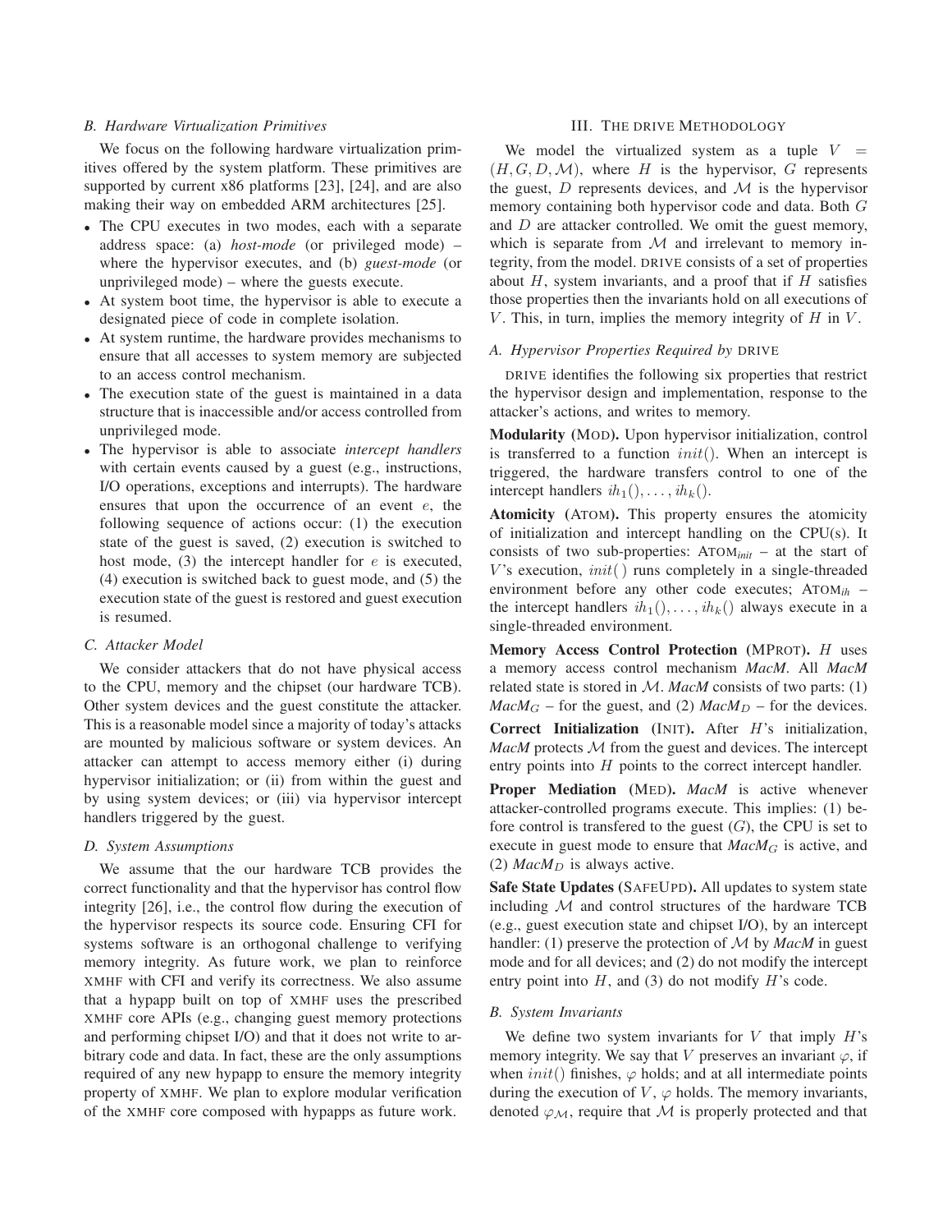### B. Hardware Virtualization Primitives

We focus on the following hardware virtualization primitives offered by the system platform. These primitives are supported by current x86 platforms [23], [24], and are also making their way on embedded ARM architectures [25].

- The CPU executes in two modes, each with a separate address space: (a) *host-mode* (or privileged mode) – where the hypervisor executes, and (b) *guest-mode* (or unprivileged mode) – where the guests execute.
- At system boot time, the hypervisor is able to execute a designated piece of code in complete isolation.
- At system runtime, the hardware provides mechanisms to ensure that all accesses to system memory are subjected to an access control mechanism.
- The execution state of the guest is maintained in a data structure that is inaccessible and/or access controlled from unprivileged mode.
- The hypervisor is able to associate *intercept handlers* with certain events caused by a guest (e.g., instructions, I/O operations, exceptions and interrupts). The hardware ensures that upon the occurrence of an event $e$, the following sequence of actions occur: (1) the execution state of the guest is saved, (2) execution is switched to host mode, (3) the intercept handler for $e$ is executed, (4) execution is switched back to guest mode, and (5) the execution state of the guest is restored and guest execution is resumed.

### C. Attacker Model

We consider attackers that do not have physical access to the CPU, memory and the chipset (our hardware TCB). Other system devices and the guest constitute the attacker. This is a reasonable model since a majority of today's attacks are mounted by malicious software or system devices. An attacker can attempt to access memory either (i) during hypervisor initialization; or (ii) from within the guest and by using system devices; or (iii) via hypervisor intercept handlers triggered by the guest.

### D. System Assumptions

We assume that the our hardware TCB provides the correct functionality and that the hypervisor has control flow integrity [26], i.e., the control flow during the execution of the hypervisor respects its source code. Ensuring CFI for systems software is an orthogonal challenge to verifying memory integrity. As future work, we plan to reinforce XMHF with CFI and verify its correctness. We also assume that a hypapp built on top of XMHF uses the prescribed XMHF core APIs (e.g., changing guest memory protections and performing chipset I/O) and that it does not write to arbitrary code and data. In fact, these are the only assumptions required of any new hypapp to ensure the memory integrity property of XMHF. We plan to explore modular verification of the XMHF core composed with hypapps as future work.

## III. The DRIVE Methodology

We model the virtualized system as a tuple $V = (H, G, D, \mathcal{M})$, where $H$ is the hypervisor, $G$ represents the guest, $D$ represents devices, and $\mathcal{M}$ is the hypervisor memory containing both hypervisor code and data. Both $G$ and $D$ are attacker controlled. We omit the guest memory, which is separate from $\mathcal{M}$ and irrelevant to memory integrity, from the model. DRIVE consists of a set of properties about $H$, system invariants, and a proof that if $H$ satisfies those properties then the invariants hold on all executions of $V$. This, in turn, implies the memory integrity of $H$ in $V$.

### A. Hypervisor Properties Required by DRIVE

DRIVE identifies the following six properties that restrict the hypervisor design and implementation, response to the attacker's actions, and writes to memory.

**Modularity (MOD).** Upon hypervisor initialization, control is transferred to a function $init()$. When an intercept is triggered, the hardware transfers control to one of the intercept handlers $ih_1(), \ldots, ih_k()$.

**Atomicity (ATOM).** This property ensures the atomicity of initialization and intercept handling on the CPU(s). It consists of two sub-properties: ATOM$_{init}$ – at the start of $V$'s execution, $init()$ runs completely in a single-threaded environment before any other code executes; ATOM$_{ih}$ – the intercept handlers $ih_1(), \ldots, ih_k()$ always execute in a single-threaded environment.

**Memory Access Control Protection (MPROT).** $H$ uses a memory access control mechanism *MacM*. All *MacM* related state is stored in $\mathcal{M}$. *MacM* consists of two parts: (1) *MacM*$_G$ – for the guest, and (2) *MacM*$_D$ – for the devices.

**Correct Initialization (INIT).** After $H$'s initialization, *MacM* protects $\mathcal{M}$ from the guest and devices. The intercept entry points into $H$ points to the correct intercept handler.

**Proper Mediation (MED).** *MacM* is active whenever attacker-controlled programs execute. This implies: (1) before control is transfered to the guest ($G$), the CPU is set to execute in guest mode to ensure that *MacM*$_G$ is active, and (2) *MacM*$_D$ is always active.

**Safe State Updates (SAFEUPD).** All updates to system state including $\mathcal{M}$ and control structures of the hardware TCB (e.g., guest execution state and chipset I/O), by an intercept handler: (1) preserve the protection of $\mathcal{M}$ by *MacM* in guest mode and for all devices; and (2) do not modify the intercept entry point into $H$, and (3) do not modify $H$'s code.

### B. System Invariants

We define two system invariants for $V$ that imply $H$'s memory integrity. We say that $V$ preserves an invariant $\varphi$, if when $init()$ finishes, $\varphi$ holds; and at all intermediate points during the execution of $V$, $\varphi$ holds. The memory invariants, denoted $\varphi_{\mathcal{M}}$, require that $\mathcal{M}$ is properly protected and that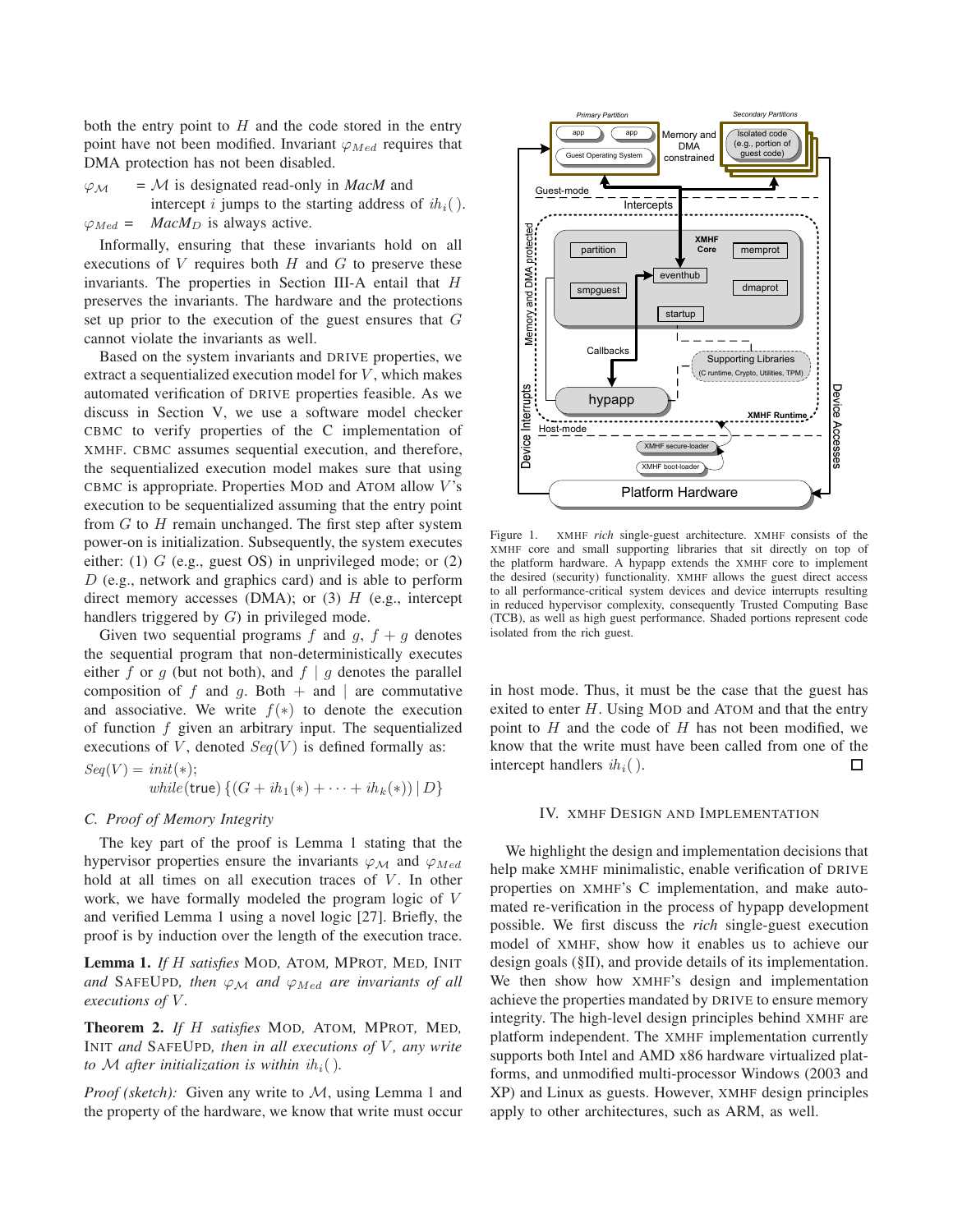both the entry point to $H$ and the code stored in the entry point have not been modified. Invariant $\varphi_{Med}$ requires that DMA protection has not been disabled.

$\varphi_{\mathcal{M}}$ = $\mathcal{M}$ is designated read-only in *MacM* and intercept $i$ jumps to the starting address of $ih_i()$.

$\varphi_{Med}$ = *MacM*$_D$ is always active.

Informally, ensuring that these invariants hold on all executions of $V$ requires both $H$ and $G$ to preserve these invariants. The properties in Section III-A entail that $H$ preserves the invariants. The hardware and the protections set up prior to the execution of the guest ensures that $G$ cannot violate the invariants as well.

Based on the system invariants and DRIVE properties, we extract a sequentialized execution model for $V$, which makes automated verification of DRIVE properties feasible. As we discuss in Section V, we use a software model checker CBMC to verify properties of the C implementation of XMHF. CBMC assumes sequential execution, and therefore, the sequentialized execution model makes sure that using CBMC is appropriate. Properties MOD and ATOM allow $V$'s execution to be sequentialized assuming that the entry point from $G$ to $H$ remain unchanged. The first step after system power-on is initialization. Subsequently, the system executes either: (1) $G$ (e.g., guest OS) in unprivileged mode; or (2) $D$ (e.g., network and graphics card) and is able to perform direct memory accesses (DMA); or (3) $H$ (e.g., intercept handlers triggered by $G$) in privileged mode.

Given two sequential programs $f$ and $g$, $f + g$ denotes the sequential program that non-deterministically executes either $f$ or $g$ (but not both), and $f \mid g$ denotes the parallel composition of $f$ and $g$. Both $+$ and $\mid$ are commutative and associative. We write $f(*)$ to denote the execution of function $f$ given an arbitrary input. The sequentialized executions of $V$, denoted $Seq(V)$ is defined formally as:

$$Seq(V) = init(*);$$
$$while(\mathsf{true})\,\{(G + ih_1(*) + \cdots + ih_k(*)) \mid D\}$$

### C. Proof of Memory Integrity

The key part of the proof is Lemma 1 stating that the hypervisor properties ensure the invariants $\varphi_{\mathcal{M}}$ and $\varphi_{Med}$ hold at all times on all execution traces of $V$. In other work, we have formally modeled the program logic of $V$ and verified Lemma 1 using a novel logic [27]. Briefly, the proof is by induction over the length of the execution trace.

**Lemma 1.** *If $H$ satisfies* MOD, ATOM, MPROT, MED, INIT *and* SAFEUPD, *then $\varphi_{\mathcal{M}}$ and $\varphi_{Med}$ are invariants of all executions of $V$.*

**Theorem 2.** *If $H$ satisfies* MOD, ATOM, MPROT, MED, INIT *and* SAFEUPD, *then in all executions of $V$, any write to $\mathcal{M}$ after initialization is within $ih_i()$.*

*Proof (sketch):* Given any write to $\mathcal{M}$, using Lemma 1 and the property of the hardware, we know that write must occur in host mode. Thus, it must be the case that the guest has exited to enter $H$. Using MOD and ATOM and that the entry point to $H$ and the code of $H$ has not been modified, we know that the write must have been called from one of the intercept handlers $ih_i()$. □

Figure 1. XMHF *rich* single-guest architecture. XMHF consists of the XMHF core and small supporting libraries that sit directly on top of the platform hardware. A hypapp extends the XMHF core to implement the desired (security) functionality. XMHF allows the guest direct access to all performance-critical system devices and device interrupts resulting in reduced hypervisor complexity, consequently Trusted Computing Base (TCB), as well as high guest performance. Shaded portions represent code isolated from the rich guest.

## IV. XMHF DESIGN AND IMPLEMENTATION

We highlight the design and implementation decisions that help make XMHF minimalistic, enable verification of DRIVE properties on XMHF's C implementation, and make automated re-verification in the process of hypapp development possible. We first discuss the *rich* single-guest execution model of XMHF, show how it enables us to achieve our design goals (§II), and provide details of its implementation. We then show how XMHF's design and implementation achieve the properties mandated by DRIVE to ensure memory integrity. The high-level design principles behind XMHF are platform independent. The XMHF implementation currently supports both Intel and AMD x86 hardware virtualized platforms, and unmodified multi-processor Windows (2003 and XP) and Linux as guests. However, XMHF design principles apply to other architectures, such as ARM, as well.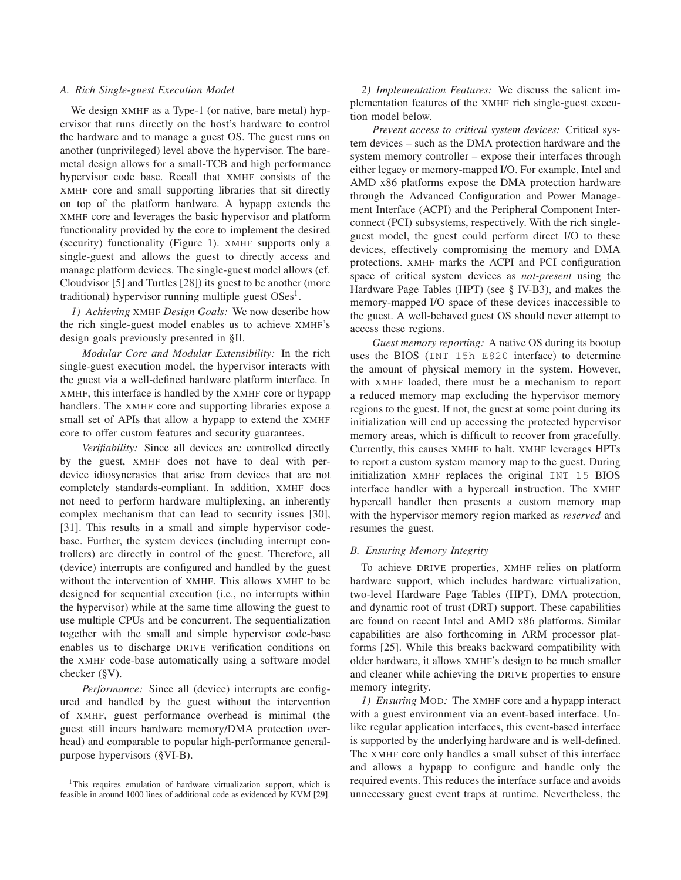### A. Rich Single-guest Execution Model

We design XMHF as a Type-1 (or native, bare metal) hypervisor that runs directly on the host's hardware to control the hardware and to manage a guest OS. The guest runs on another (unprivileged) level above the hypervisor. The bare-metal design allows for a small-TCB and high performance hypervisor code base. Recall that XMHF consists of the XMHF core and small supporting libraries that sit directly on top of the platform hardware. A hypapp extends the XMHF core and leverages the basic hypervisor and platform functionality provided by the core to implement the desired (security) functionality (Figure 1). XMHF supports only a single-guest and allows the guest to directly access and manage platform devices. The single-guest model allows (cf. Cloudvisor [5] and Turtles [28]) its guest to be another (more traditional) hypervisor running multiple guest OSes[1].

*1) Achieving XMHF Design Goals:* We now describe how the rich single-guest model enables us to achieve XMHF's design goals previously presented in §II.

*Modular Core and Modular Extensibility:* In the rich single-guest execution model, the hypervisor interacts with the guest via a well-defined hardware platform interface. In XMHF, this interface is handled by the XMHF core or hypapp handlers. The XMHF core and supporting libraries expose a small set of APIs that allow a hypapp to extend the XMHF core to offer custom features and security guarantees.

*Verifiability:* Since all devices are controlled directly by the guest, XMHF does not have to deal with per-device idiosyncrasies that arise from devices that are not completely standards-compliant. In addition, XMHF does not need to perform hardware multiplexing, an inherently complex mechanism that can lead to security issues [30], [31]. This results in a small and simple hypervisor codebase. Further, the system devices (including interrupt controllers) are directly in control of the guest. Therefore, all (device) interrupts are configured and handled by the guest without the intervention of XMHF. This allows XMHF to be designed for sequential execution (i.e., no interrupts within the hypervisor) while at the same time allowing the guest to use multiple CPUs and be concurrent. The sequentialization together with the small and simple hypervisor code-base enables us to discharge DRIVE verification conditions on the XMHF code-base automatically using a software model checker (§V).

*Performance:* Since all (device) interrupts are configured and handled by the guest without the intervention of XMHF, guest performance overhead is minimal (the guest still incurs hardware memory/DMA protection overhead) and comparable to popular high-performance general-purpose hypervisors (§VI-B).

[1]This requires emulation of hardware virtualization support, which is feasible in around 1000 lines of additional code as evidenced by KVM [29].

*2) Implementation Features:* We discuss the salient implementation features of the XMHF rich single-guest execution model below.

*Prevent access to critical system devices:* Critical system devices – such as the DMA protection hardware and the system memory controller – expose their interfaces through either legacy or memory-mapped I/O. For example, Intel and AMD x86 platforms expose the DMA protection hardware through the Advanced Configuration and Power Management Interface (ACPI) and the Peripheral Component Interconnect (PCI) subsystems, respectively. With the rich single-guest model, the guest could perform direct I/O to these devices, effectively compromising the memory and DMA protections. XMHF marks the ACPI and PCI configuration space of critical system devices as *not-present* using the Hardware Page Tables (HPT) (see § IV-B3), and makes the memory-mapped I/O space of these devices inaccessible to the guest. A well-behaved guest OS should never attempt to access these regions.

*Guest memory reporting:* A native OS during its bootup uses the BIOS (`INT 15h E820` interface) to determine the amount of physical memory in the system. However, with XMHF loaded, there must be a mechanism to report a reduced memory map excluding the hypervisor memory regions to the guest. If not, the guest at some point during its initialization will end up accessing the protected hypervisor memory areas, which is difficult to recover from gracefully. Currently, this causes XMHF to halt. XMHF leverages HPTs to report a custom system memory map to the guest. During initialization XMHF replaces the original `INT 15` BIOS interface handler with a hypercall instruction. The XMHF hypercall handler then presents a custom memory map with the hypervisor memory region marked as *reserved* and resumes the guest.

### B. Ensuring Memory Integrity

To achieve DRIVE properties, XMHF relies on platform hardware support, which includes hardware virtualization, two-level Hardware Page Tables (HPT), DMA protection, and dynamic root of trust (DRT) support. These capabilities are found on recent Intel and AMD x86 platforms. Similar capabilities are also forthcoming in ARM processor platforms [25]. While this breaks backward compatibility with older hardware, it allows XMHF's design to be much smaller and cleaner while achieving the DRIVE properties to ensure memory integrity.

*1) Ensuring MOD:* The XMHF core and a hypapp interact with a guest environment via an event-based interface. Unlike regular application interfaces, this event-based interface is supported by the underlying hardware and is well-defined. The XMHF core only handles a small subset of this interface and allows a hypapp to configure and handle only the required events. This reduces the interface surface and avoids unnecessary guest event traps at runtime. Nevertheless, the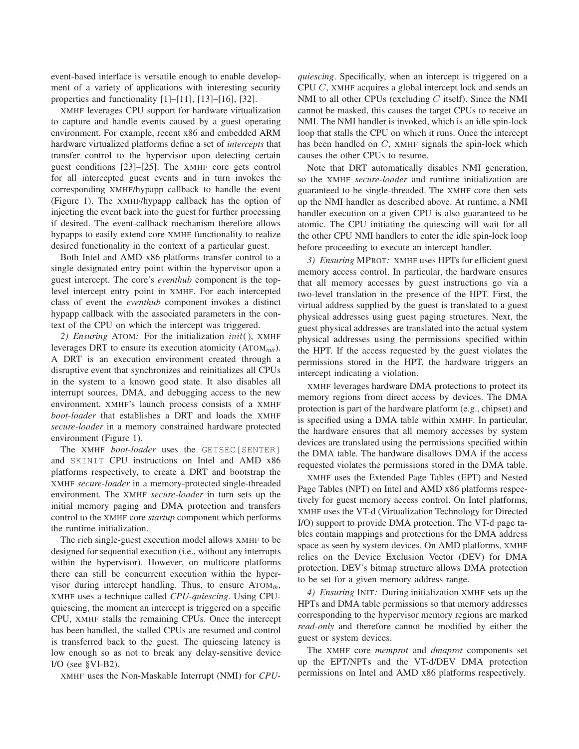event-based interface is versatile enough to enable development of a variety of applications with interesting security properties and functionality [1]–[11], [13]–[16], [32].

XMHF leverages CPU support for hardware virtualization to capture and handle events caused by a guest operating environment. For example, recent x86 and embedded ARM hardware virtualized platforms define a set of *intercepts* that transfer control to the hypervisor upon detecting certain guest conditions [23]–[25]. The XMHF core gets control for all intercepted guest events and in turn invokes the corresponding XMHF/hypapp callback to handle the event (Figure 1). The XMHF/hypapp callback has the option of injecting the event back into the guest for further processing if desired. The event-callback mechanism therefore allows hypapps to easily extend core XMHF functionality to realize desired functionality in the context of a particular guest.

Both Intel and AMD x86 platforms transfer control to a single designated entry point within the hypervisor upon a guest intercept. The core's *eventhub* component is the top-level intercept entry point in XMHF. For each intercepted class of event the *eventhub* component invokes a distinct hypapp callback with the associated parameters in the context of the CPU on which the intercept was triggered.

*2) Ensuring* ATOM*:* For the initialization $init()$, XMHF leverages DRT to ensure its execution atomicity (ATOM$_{init}$). A DRT is an execution environment created through a disruptive event that synchronizes and reinitializes all CPUs in the system to a known good state. It also disables all interrupt sources, DMA, and debugging access to the new environment. XMHF's launch process consists of a XMHF *boot-loader* that establishes a DRT and loads the XMHF *secure-loader* in a memory constrained hardware protected environment (Figure 1).

The XMHF *boot-loader* uses the `GETSEC[SENTER]` and `SKINIT` CPU instructions on Intel and AMD x86 platforms respectively, to create a DRT and bootstrap the XMHF *secure-loader* in a memory-protected single-threaded environment. The XMHF *secure-loader* in turn sets up the initial memory paging and DMA protection and transfers control to the XMHF core *startup* component which performs the runtime initialization.

The rich single-guest execution model allows XMHF to be designed for sequential execution (i.e., without any interrupts within the hypervisor). However, on multicore platforms there can still be concurrent execution within the hypervisor during intercept handling. Thus, to ensure ATOM$_{ih}$, XMHF uses a technique called *CPU-quiescing*. Using CPU-quiescing, the moment an intercept is triggered on a specific CPU, XMHF stalls the remaining CPUs. Once the intercept has been handled, the stalled CPUs are resumed and control is transferred back to the guest. The quiescing latency is low enough so as not to break any delay-sensitive device I/O (see §VI-B2).

XMHF uses the Non-Maskable Interrupt (NMI) for *CPU-quiescing*. Specifically, when an intercept is triggered on a CPU $C$, XMHF acquires a global intercept lock and sends an NMI to all other CPUs (excluding $C$ itself). Since the NMI cannot be masked, this causes the target CPUs to receive an NMI. The NMI handler is invoked, which is an idle spin-lock loop that stalls the CPU on which it runs. Once the intercept has been handled on $C$, XMHF signals the spin-lock which causes the other CPUs to resume.

Note that DRT automatically disables NMI generation, so the XMHF *secure-loader* and runtime initialization are guaranteed to be single-threaded. The XMHF core then sets up the NMI handler as described above. At runtime, a NMI handler execution on a given CPU is also guaranteed to be atomic. The CPU initiating the quiescing will wait for all the other CPU NMI handlers to enter the idle spin-lock loop before proceeding to execute an intercept handler.

*3) Ensuring* MPROT*:* XMHF uses HPTs for efficient guest memory access control. In particular, the hardware ensures that all memory accesses by guest instructions go via a two-level translation in the presence of the HPT. First, the virtual address supplied by the guest is translated to a guest physical addresses using guest paging structures. Next, the guest physical addresses are translated into the actual system physical addresses using the permissions specified within the HPT. If the access requested by the guest violates the permissions stored in the HPT, the hardware triggers an intercept indicating a violation.

XMHF leverages hardware DMA protections to protect its memory regions from direct access by devices. The DMA protection is part of the hardware platform (e.g., chipset) and is specified using a DMA table within XMHF. In particular, the hardware ensures that all memory accesses by system devices are translated using the permissions specified within the DMA table. The hardware disallows DMA if the access requested violates the permissions stored in the DMA table.

XMHF uses the Extended Page Tables (EPT) and Nested Page Tables (NPT) on Intel and AMD x86 platforms respectively for guest memory access control. On Intel platforms, XMHF uses the VT-d (Virtualization Technology for Directed I/O) support to provide DMA protection. The VT-d page tables contain mappings and protections for the DMA address space as seen by system devices. On AMD platforms, XMHF relies on the Device Exclusion Vector (DEV) for DMA protection. DEV's bitmap structure allows DMA protection to be set for a given memory address range.

*4) Ensuring* INIT*:* During initialization XMHF sets up the HPTs and DMA table permissions so that memory addresses corresponding to the hypervisor memory regions are marked *read-only* and therefore cannot be modified by either the guest or system devices.

The XMHF core *memprot* and *dmaprot* components set up the EPT/NPTs and the VT-d/DEV DMA protection permissions on Intel and AMD x86 platforms respectively.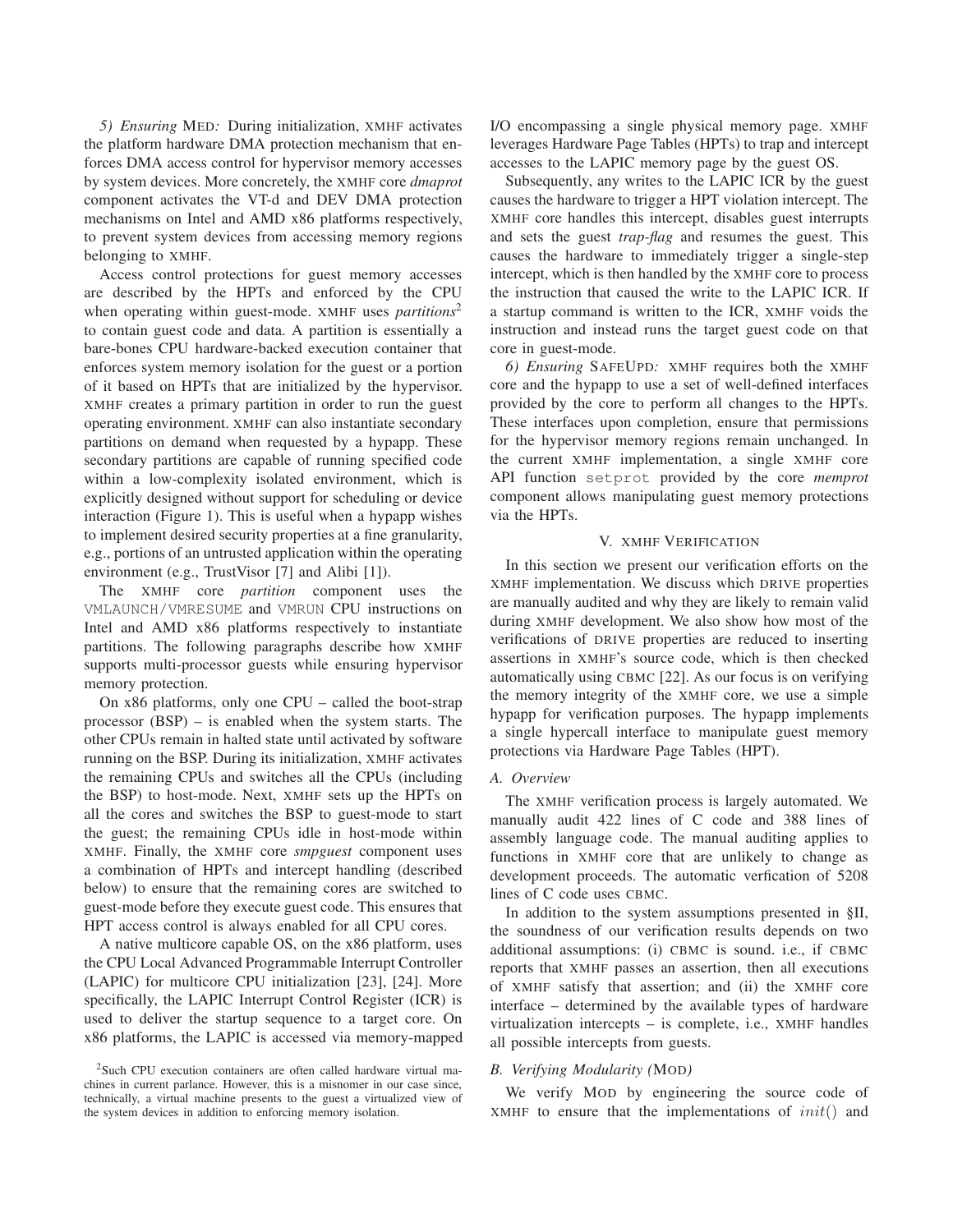*5) Ensuring* MED*:* During initialization, XMHF activates the platform hardware DMA protection mechanism that enforces DMA access control for hypervisor memory accesses by system devices. More concretely, the XMHF core *dmaprot* component activates the VT-d and DEV DMA protection mechanisms on Intel and AMD x86 platforms respectively, to prevent system devices from accessing memory regions belonging to XMHF.

Access control protections for guest memory accesses are described by the HPTs and enforced by the CPU when operating within guest-mode. XMHF uses *partitions*[2] to contain guest code and data. A partition is essentially a bare-bones CPU hardware-backed execution container that enforces system memory isolation for the guest or a portion of it based on HPTs that are initialized by the hypervisor. XMHF creates a primary partition in order to run the guest operating environment. XMHF can also instantiate secondary partitions on demand when requested by a hypapp. These secondary partitions are capable of running specified code within a low-complexity isolated environment, which is explicitly designed without support for scheduling or device interaction (Figure 1). This is useful when a hypapp wishes to implement desired security properties at a fine granularity, e.g., portions of an untrusted application within the operating environment (e.g., TrustVisor [7] and Alibi [1]).

The XMHF core *partition* component uses the `VMLAUNCH/VMRESUME` and `VMRUN` CPU instructions on Intel and AMD x86 platforms respectively to instantiate partitions. The following paragraphs describe how XMHF supports multi-processor guests while ensuring hypervisor memory protection.

On x86 platforms, only one CPU – called the boot-strap processor (BSP) – is enabled when the system starts. The other CPUs remain in halted state until activated by software running on the BSP. During its initialization, XMHF activates the remaining CPUs and switches all the CPUs (including the BSP) to host-mode. Next, XMHF sets up the HPTs on all the cores and switches the BSP to guest-mode to start the guest; the remaining CPUs idle in host-mode within XMHF. Finally, the XMHF core *smpguest* component uses a combination of HPTs and intercept handling (described below) to ensure that the remaining cores are switched to guest-mode before they execute guest code. This ensures that HPT access control is always enabled for all CPU cores.

A native multicore capable OS, on the x86 platform, uses the CPU Local Advanced Programmable Interrupt Controller (LAPIC) for multicore CPU initialization [23], [24]. More specifically, the LAPIC Interrupt Control Register (ICR) is used to deliver the startup sequence to a target core. On x86 platforms, the LAPIC is accessed via memory-mapped I/O encompassing a single physical memory page. XMHF leverages Hardware Page Tables (HPTs) to trap and intercept accesses to the LAPIC memory page by the guest OS.

Subsequently, any writes to the LAPIC ICR by the guest causes the hardware to trigger a HPT violation intercept. The XMHF core handles this intercept, disables guest interrupts and sets the guest *trap-flag* and resumes the guest. This causes the hardware to immediately trigger a single-step intercept, which is then handled by the XMHF core to process the instruction that caused the write to the LAPIC ICR. If a startup command is written to the ICR, XMHF voids the instruction and instead runs the target guest code on that core in guest-mode.

*6) Ensuring* SAFEUPD*:* XMHF requires both the XMHF core and the hypapp to use a set of well-defined interfaces provided by the core to perform all changes to the HPTs. These interfaces upon completion, ensure that permissions for the hypervisor memory regions remain unchanged. In the current XMHF implementation, a single XMHF core API function `setprot` provided by the core *memprot* component allows manipulating guest memory protections via the HPTs.

## V. XMHF VERIFICATION

In this section we present our verification efforts on the XMHF implementation. We discuss which DRIVE properties are manually audited and why they are likely to remain valid during XMHF development. We also show how most of the verifications of DRIVE properties are reduced to inserting assertions in XMHF's source code, which is then checked automatically using CBMC [22]. As our focus is on verifying the memory integrity of the XMHF core, we use a simple hypapp for verification purposes. The hypapp implements a single hypercall interface to manipulate guest memory protections via Hardware Page Tables (HPT).

### A. Overview

The XMHF verification process is largely automated. We manually audit 422 lines of C code and 388 lines of assembly language code. The manual auditing applies to functions in XMHF core that are unlikely to change as development proceeds. The automatic verfication of 5208 lines of C code uses CBMC.

In addition to the system assumptions presented in §II, the soundness of our verification results depends on two additional assumptions: (i) CBMC is sound. i.e., if CBMC reports that XMHF passes an assertion, then all executions of XMHF satisfy that assertion; and (ii) the XMHF core interface – determined by the available types of hardware virtualization intercepts – is complete, i.e., XMHF handles all possible intercepts from guests.

### B. Verifying Modularity (MOD)

We verify MOD by engineering the source code of XMHF to ensure that the implementations of $init()$ and

[2] Such CPU execution containers are often called hardware virtual machines in current parlance. However, this is a misnomer in our case since, technically, a virtual machine presents to the guest a virtualized view of the system devices in addition to enforcing memory isolation.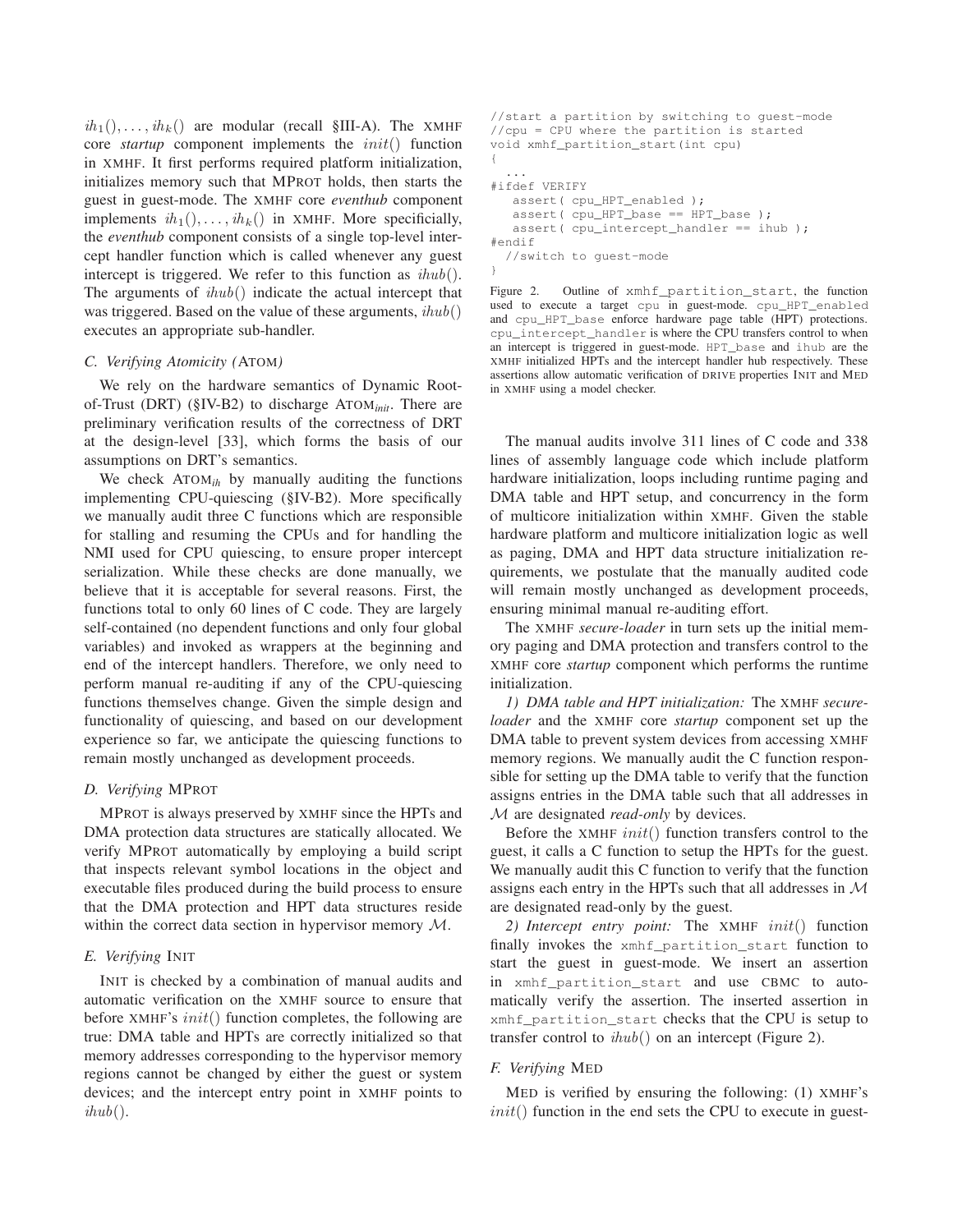$ih_1(), \ldots, ih_k()$ are modular (recall §III-A). The XMHF core *startup* component implements the $init()$ function in XMHF. It first performs required platform initialization, initializes memory such that MPROT holds, then starts the guest in guest-mode. The XMHF core *eventhub* component implements $ih_1(), \ldots, ih_k()$ in XMHF. More specificially, the *eventhub* component consists of a single top-level intercept handler function which is called whenever any guest intercept is triggered. We refer to this function as $ihub()$. The arguments of $ihub()$ indicate the actual intercept that was triggered. Based on the value of these arguments, $ihub()$ executes an appropriate sub-handler.

### C. Verifying Atomicity (ATOM)

We rely on the hardware semantics of Dynamic Root-of-Trust (DRT) (§IV-B2) to discharge ATOM$_{init}$. There are preliminary verification results of the correctness of DRT at the design-level [33], which forms the basis of our assumptions on DRT's semantics.

We check ATOM$_{ih}$ by manually auditing the functions implementing CPU-quiescing (§IV-B2). More specifically we manually audit three C functions which are responsible for stalling and resuming the CPUs and for handling the NMI used for CPU quiescing, to ensure proper intercept serialization. While these checks are done manually, we believe that it is acceptable for several reasons. First, the functions total to only 60 lines of C code. They are largely self-contained (no dependent functions and only four global variables) and invoked as wrappers at the beginning and end of the intercept handlers. Therefore, we only need to perform manual re-auditing if any of the CPU-quiescing functions themselves change. Given the simple design and functionality of quiescing, and based on our development experience so far, we anticipate the quiescing functions to remain mostly unchanged as development proceeds.

### D. Verifying MPROT

MPROT is always preserved by XMHF since the HPTs and DMA protection data structures are statically allocated. We verify MPROT automatically by employing a build script that inspects relevant symbol locations in the object and executable files produced during the build process to ensure that the DMA protection and HPT data structures reside within the correct data section in hypervisor memory $\mathcal{M}$.

### E. Verifying INIT

INIT is checked by a combination of manual audits and automatic verification on the XMHF source to ensure that before XMHF's $init()$ function completes, the following are true: DMA table and HPTs are correctly initialized so that memory addresses corresponding to the hypervisor memory regions cannot be changed by either the guest or system devices; and the intercept entry point in XMHF points to $ihub()$.

```
//start a partition by switching to guest-mode
//cpu = CPU where the partition is started
void xmhf_partition_start(int cpu)
{
  ...
#ifdef VERIFY
   assert( cpu_HPT_enabled );
   assert( cpu_HPT_base == HPT_base );
   assert( cpu_intercept_handler == ihub );
#endif
  //switch to guest-mode
}
```

Figure 2. Outline of `xmhf_partition_start`, the function used to execute a target `cpu` in guest-mode. `cpu_HPT_enabled` and `cpu_HPT_base` enforce hardware page table (HPT) protections. `cpu_intercept_handler` is where the CPU transfers control to when an intercept is triggered in guest-mode. `HPT_base` and `ihub` are the XMHF initialized HPTs and the intercept handler hub respectively. These assertions allow automatic verification of DRIVE properties INIT and MED in XMHF using a model checker.

The manual audits involve 311 lines of C code and 338 lines of assembly language code which include platform hardware initialization, loops including runtime paging and DMA table and HPT setup, and concurrency in the form of multicore initialization within XMHF. Given the stable hardware platform and multicore initialization logic as well as paging, DMA and HPT data structure initialization requirements, we postulate that the manually audited code will remain mostly unchanged as development proceeds, ensuring minimal manual re-auditing effort.

The XMHF *secure-loader* in turn sets up the initial memory paging and DMA protection and transfers control to the XMHF core *startup* component which performs the runtime initialization.

*1) DMA table and HPT initialization:* The XMHF *secure-loader* and the XMHF core *startup* component set up the DMA table to prevent system devices from accessing XMHF memory regions. We manually audit the C function responsible for setting up the DMA table to verify that the function assigns entries in the DMA table such that all addresses in $\mathcal{M}$ are designated *read-only* by devices.

Before the XMHF $init()$ function transfers control to the guest, it calls a C function to setup the HPTs for the guest. We manually audit this C function to verify that the function assigns each entry in the HPTs such that all addresses in $\mathcal{M}$ are designated read-only by the guest.

*2) Intercept entry point:* The XMHF $init()$ function finally invokes the `xmhf_partition_start` function to start the guest in guest-mode. We insert an assertion in `xmhf_partition_start` and use CBMC to automatically verify the assertion. The inserted assertion in `xmhf_partition_start` checks that the CPU is setup to transfer control to $ihub()$ on an intercept (Figure 2).

### F. Verifying MED

MED is verified by ensuring the following: (1) XMHF's $init()$ function in the end sets the CPU to execute in guest-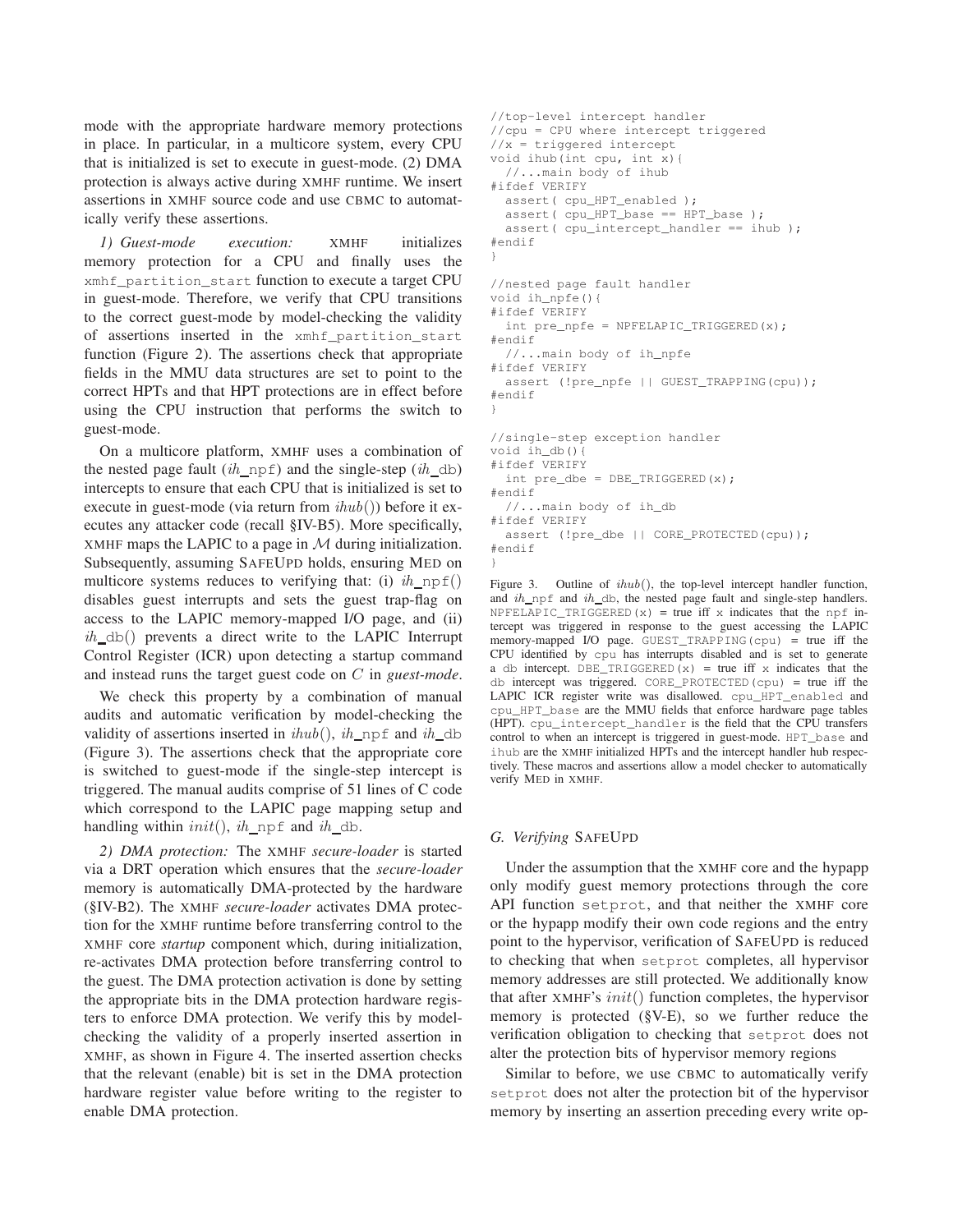mode with the appropriate hardware memory protections in place. In particular, in a multicore system, every CPU that is initialized is set to execute in guest-mode. (2) DMA protection is always active during XMHF runtime. We insert assertions in XMHF source code and use CBMC to automatically verify these assertions.

*1) Guest-mode execution:* XMHF initializes memory protection for a CPU and finally uses the `xmhf_partition_start` function to execute a target CPU in guest-mode. Therefore, we verify that CPU transitions to the correct guest-mode by model-checking the validity of assertions inserted in the `xmhf_partition_start` function (Figure 2). The assertions check that appropriate fields in the MMU data structures are set to point to the correct HPTs and that HPT protections are in effect before using the CPU instruction that performs the switch to guest-mode.

On a multicore platform, XMHF uses a combination of the nested page fault ($ih$_npf) and the single-step ($ih$_db) intercepts to ensure that each CPU that is initialized is set to execute in guest-mode (via return from $ihub()$) before it executes any attacker code (recall §IV-B5). More specifically, XMHF maps the LAPIC to a page in $\mathcal{M}$ during initialization. Subsequently, assuming SAFEUPD holds, ensuring MED on multicore systems reduces to verifying that: (i) $ih$_npf() disables guest interrupts and sets the guest trap-flag on access to the LAPIC memory-mapped I/O page, and (ii) $ih$_db() prevents a direct write to the LAPIC Interrupt Control Register (ICR) upon detecting a startup command and instead runs the target guest code on $C$ in *guest-mode*.

We check this property by a combination of manual audits and automatic verification by model-checking the validity of assertions inserted in $ihub()$, $ih$_npf and $ih$_db (Figure 3). The assertions check that the appropriate core is switched to guest-mode if the single-step intercept is triggered. The manual audits comprise of 51 lines of C code which correspond to the LAPIC page mapping setup and handling within $init()$, $ih$_npf and $ih$_db.

*2) DMA protection:* The XMHF *secure-loader* is started via a DRT operation which ensures that the *secure-loader* memory is automatically DMA-protected by the hardware (§IV-B2). The XMHF *secure-loader* activates DMA protection for the XMHF runtime before transferring control to the XMHF core *startup* component which, during initialization, re-activates DMA protection before transferring control to the guest. The DMA protection activation is done by setting the appropriate bits in the DMA protection hardware registers to enforce DMA protection. We verify this by model-checking the validity of a properly inserted assertion in XMHF, as shown in Figure 4. The inserted assertion checks that the relevant (enable) bit is set in the DMA protection hardware register value before writing to the register to enable DMA protection.

```
//top-level intercept handler
//cpu = CPU where intercept triggered
//x = triggered intercept
void ihub(int cpu, int x){
  //...main body of ihub
#ifdef VERIFY
  assert( cpu_HPT_enabled );
  assert( cpu_HPT_base == HPT_base );
  assert( cpu_intercept_handler == ihub );
#endif
}

//nested page fault handler
void ih_npfe(){
#ifdef VERIFY
  int pre_npfe = NPFELAPIC_TRIGGERED(x);
#endif
  //...main body of ih_npfe
#ifdef VERIFY
  assert (!pre_npfe || GUEST_TRAPPING(cpu));
#endif
}

//single-step exception handler
void ih_db(){
#ifdef VERIFY
  int pre_dbe = DBE_TRIGGERED(x);
#endif
  //...main body of ih_db
#ifdef VERIFY
  assert (!pre_dbe || CORE_PROTECTED(cpu));
#endif
}
```

Figure 3. Outline of $ihub()$, the top-level intercept handler function, and $ih$_npf and $ih$_db, the nested page fault and single-step handlers. `NPFELAPIC_TRIGGERED(x)` = true iff `x` indicates that the `npf` intercept was triggered in response to the guest accessing the LAPIC memory-mapped I/O page. `GUEST_TRAPPING(cpu)` = true iff the CPU identified by `cpu` has interrupts disabled and is set to generate a `db` intercept. `DBE_TRIGGERED(x)` = true iff `x` indicates that the `db` intercept was triggered. `CORE_PROTECTED(cpu)` = true iff the LAPIC ICR register write was disallowed. `cpu_HPT_enabled` and `cpu_HPT_base` are the MMU fields that enforce hardware page tables (HPT). `cpu_intercept_handler` is the field that the CPU transfers control to when an intercept is triggered in guest-mode. `HPT_base` and `ihub` are the XMHF initialized HPTs and the intercept handler hub respectively. These macros and assertions allow a model checker to automatically verify MED in XMHF.

### G. Verifying SAFEUPD

Under the assumption that the XMHF core and the hypapp only modify guest memory protections through the core API function `setprot`, and that neither the XMHF core or the hypapp modify their own code regions and the entry point to the hypervisor, verification of SAFEUPD is reduced to checking that when `setprot` completes, all hypervisor memory addresses are still protected. We additionally know that after XMHF's $init()$ function completes, the hypervisor memory is protected (§V-E), so we further reduce the verification obligation to checking that `setprot` does not alter the protection bits of hypervisor memory regions

Similar to before, we use CBMC to automatically verify `setprot` does not alter the protection bit of the hypervisor memory by inserting an assertion preceding every write op-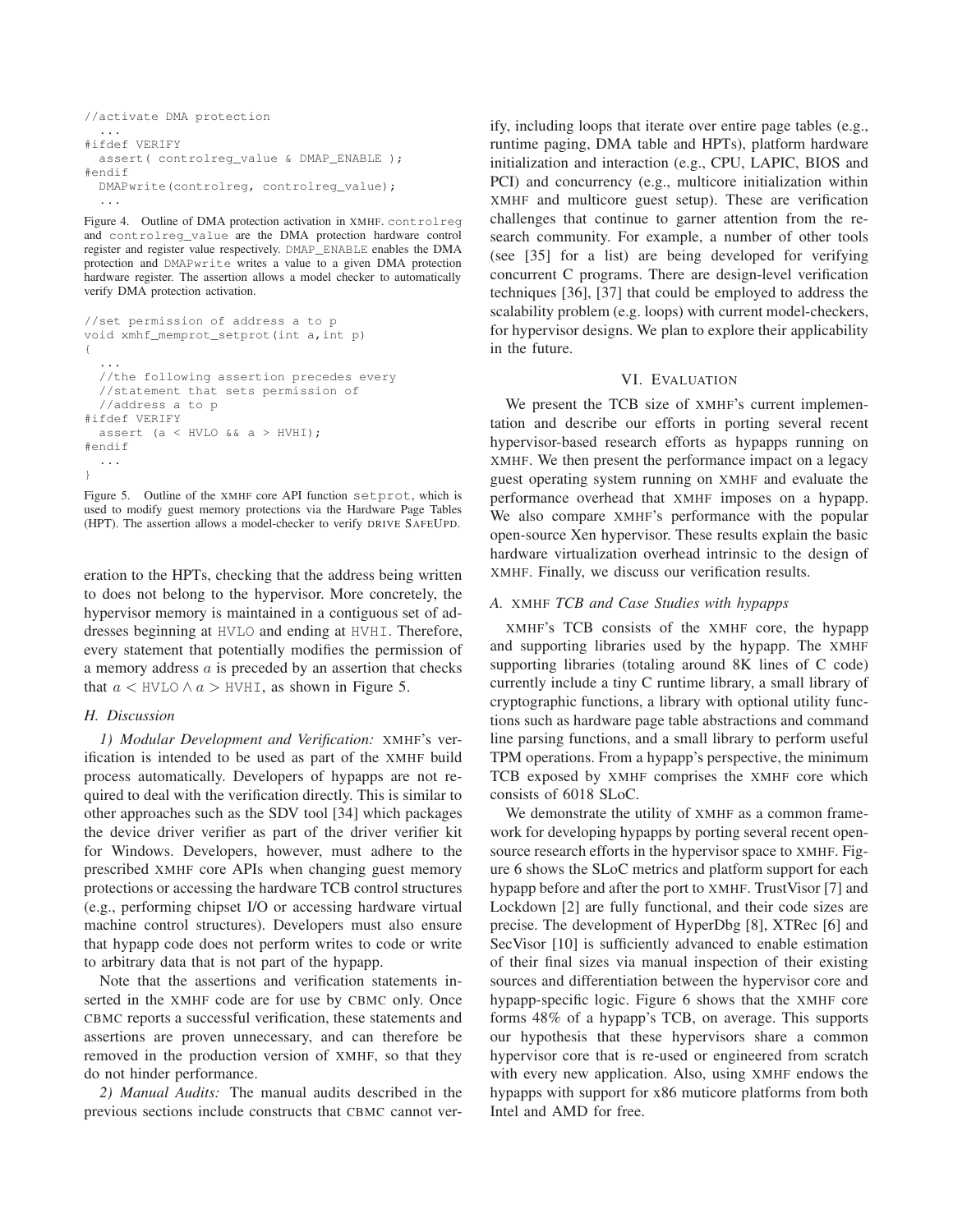```
//activate DMA protection
  ...
#ifdef VERIFY
  assert( controlreg_value & DMAP_ENABLE );
#endif
  DMAPwrite(controlreg, controlreg_value);
  ...
```

Figure 4. Outline of DMA protection activation in XMHF. controlreg and controlreg_value are the DMA protection hardware control register and register value respectively. DMAP_ENABLE enables the DMA protection and DMAPwrite writes a value to a given DMA protection hardware register. The assertion allows a model checker to automatically verify DMA protection activation.

```
//set permission of address a to p
void xmhf_memprot_setprot(int a,int p)
{
  ...
  //the following assertion precedes every
  //statement that sets permission of
  //address a to p
#ifdef VERIFY
  assert (a < HVLO && a > HVHI);
#endif
  ...
}
```

Figure 5. Outline of the XMHF core API function setprot, which is used to modify guest memory protections via the Hardware Page Tables (HPT). The assertion allows a model-checker to verify DRIVE SAFEUPD.

eration to the HPTs, checking that the address being written to does not belong to the hypervisor. More concretely, the hypervisor memory is maintained in a contiguous set of addresses beginning at HVLO and ending at HVHI. Therefore, every statement that potentially modifies the permission of a memory address $a$ is preceded by an assertion that checks that $a < \text{HVLO} \wedge a > \text{HVHI}$, as shown in Figure 5.

### H. Discussion

*1) Modular Development and Verification:* XMHF's verification is intended to be used as part of the XMHF build process automatically. Developers of hypapps are not required to deal with the verification directly. This is similar to other approaches such as the SDV tool [34] which packages the device driver verifier as part of the driver verifier kit for Windows. Developers, however, must adhere to the prescribed XMHF core APIs when changing guest memory protections or accessing the hardware TCB control structures (e.g., performing chipset I/O or accessing hardware virtual machine control structures). Developers must also ensure that hypapp code does not perform writes to code or write to arbitrary data that is not part of the hypapp.

Note that the assertions and verification statements inserted in the XMHF code are for use by CBMC only. Once CBMC reports a successful verification, these statements and assertions are proven unnecessary, and can therefore be removed in the production version of XMHF, so that they do not hinder performance.

*2) Manual Audits:* The manual audits described in the previous sections include constructs that CBMC cannot verify, including loops that iterate over entire page tables (e.g., runtime paging, DMA table and HPTs), platform hardware initialization and interaction (e.g., CPU, LAPIC, BIOS and PCI) and concurrency (e.g., multicore initialization within XMHF and multicore guest setup). These are verification challenges that continue to garner attention from the research community. For example, a number of other tools (see [35] for a list) are being developed for verifying concurrent C programs. There are design-level verification techniques [36], [37] that could be employed to address the scalability problem (e.g. loops) with current model-checkers, for hypervisor designs. We plan to explore their applicability in the future.

## VI. EVALUATION

We present the TCB size of XMHF's current implementation and describe our efforts in porting several recent hypervisor-based research efforts as hypapps running on XMHF. We then present the performance impact on a legacy guest operating system running on XMHF and evaluate the performance overhead that XMHF imposes on a hypapp. We also compare XMHF's performance with the popular open-source Xen hypervisor. These results explain the basic hardware virtualization overhead intrinsic to the design of XMHF. Finally, we discuss our verification results.

### A. XMHF *TCB and Case Studies with hypapps*

XMHF's TCB consists of the XMHF core, the hypapp and supporting libraries used by the hypapp. The XMHF supporting libraries (totaling around 8K lines of C code) currently include a tiny C runtime library, a small library of cryptographic functions, a library with optional utility functions such as hardware page table abstractions and command line parsing functions, and a small library to perform useful TPM operations. From a hypapp's perspective, the minimum TCB exposed by XMHF comprises the XMHF core which consists of 6018 SLoC.

We demonstrate the utility of XMHF as a common framework for developing hypapps by porting several recent open-source research efforts in the hypervisor space to XMHF. Figure 6 shows the SLoC metrics and platform support for each hypapp before and after the port to XMHF. TrustVisor [7] and Lockdown [2] are fully functional, and their code sizes are precise. The development of HyperDbg [8], XTRec [6] and SecVisor [10] is sufficiently advanced to enable estimation of their final sizes via manual inspection of their existing sources and differentiation between the hypervisor core and hypapp-specific logic. Figure 6 shows that the XMHF core forms 48% of a hypapp's TCB, on average. This supports our hypothesis that these hypervisors share a common hypervisor core that is re-used or engineered from scratch with every new application. Also, using XMHF endows the hypapps with support for x86 muticore platforms from both Intel and AMD for free.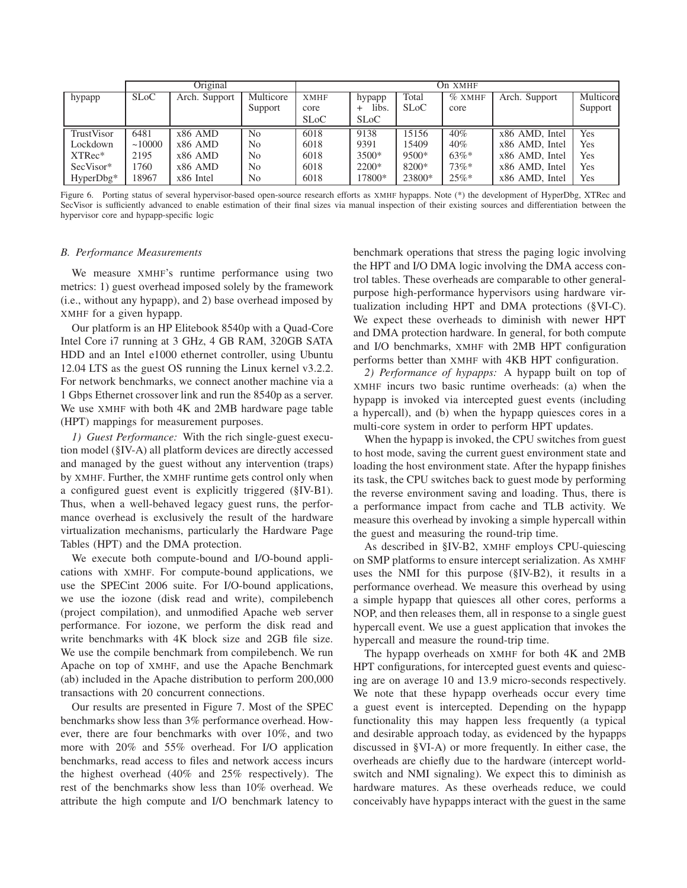| | Original | | | On XMHF | | | | | |
|---|---|---|---|---|---|---|---|---|---|
| hypapp | SLoC | Arch. Support | Multicore Support | XMHF core SLoC | hypapp + libs. SLoC | Total SLoC | % XMHF core | Arch. Support | Multicore Support |
| TrustVisor | 6481 | x86 AMD | No | 6018 | 9138 | 15156 | 40% | x86 AMD, Intel | Yes |
| Lockdown | ~10000 | x86 AMD | No | 6018 | 9391 | 15409 | 40% | x86 AMD, Intel | Yes |
| XTRec* | 2195 | x86 AMD | No | 6018 | 3500* | 9500* | 63%* | x86 AMD, Intel | Yes |
| SecVisor* | 1760 | x86 AMD | No | 6018 | 2200* | 8200* | 73%* | x86 AMD, Intel | Yes |
| HyperDbg* | 18967 | x86 Intel | No | 6018 | 17800* | 23800* | 25%* | x86 AMD, Intel | Yes |

Figure 6. Porting status of several hypervisor-based open-source research efforts as XMHF hypapps. Note (*) the development of HyperDbg, XTRec and SecVisor is sufficiently advanced to enable estimation of their final sizes via manual inspection of their existing sources and differentiation between the hypervisor core and hypapp-specific logic

### B. Performance Measurements

We measure XMHF's runtime performance using two metrics: 1) guest overhead imposed solely by the framework (i.e., without any hypapp), and 2) base overhead imposed by XMHF for a given hypapp.

Our platform is an HP Elitebook 8540p with a Quad-Core Intel Core i7 running at 3 GHz, 4 GB RAM, 320GB SATA HDD and an Intel e1000 ethernet controller, using Ubuntu 12.04 LTS as the guest OS running the Linux kernel v3.2.2. For network benchmarks, we connect another machine via a 1 Gbps Ethernet crossover link and run the 8540p as a server. We use XMHF with both 4K and 2MB hardware page table (HPT) mappings for measurement purposes.

*1) Guest Performance:* With the rich single-guest execution model (§IV-A) all platform devices are directly accessed and managed by the guest without any intervention (traps) by XMHF. Further, the XMHF runtime gets control only when a configured guest event is explicitly triggered (§IV-B1). Thus, when a well-behaved legacy guest runs, the performance overhead is exclusively the result of the hardware virtualization mechanisms, particularly the Hardware Page Tables (HPT) and the DMA protection.

We execute both compute-bound and I/O-bound applications with XMHF. For compute-bound applications, we use the SPECint 2006 suite. For I/O-bound applications, we use the iozone (disk read and write), compilebench (project compilation), and unmodified Apache web server performance. For iozone, we perform the disk read and write benchmarks with 4K block size and 2GB file size. We use the compile benchmark from compilebench. We run Apache on top of XMHF, and use the Apache Benchmark (ab) included in the Apache distribution to perform 200,000 transactions with 20 concurrent connections.

Our results are presented in Figure 7. Most of the SPEC benchmarks show less than 3% performance overhead. However, there are four benchmarks with over 10%, and two more with 20% and 55% overhead. For I/O application benchmarks, read access to files and network access incurs the highest overhead (40% and 25% respectively). The rest of the benchmarks show less than 10% overhead. We attribute the high compute and I/O benchmark latency to benchmark operations that stress the paging logic involving the HPT and I/O DMA logic involving the DMA access control tables. These overheads are comparable to other general-purpose high-performance hypervisors using hardware virtualization including HPT and DMA protections (§VI-C). We expect these overheads to diminish with newer HPT and DMA protection hardware. In general, for both compute and I/O benchmarks, XMHF with 2MB HPT configuration performs better than XMHF with 4KB HPT configuration.

*2) Performance of hypapps:* A hypapp built on top of XMHF incurs two basic runtime overheads: (a) when the hypapp is invoked via intercepted guest events (including a hypercall), and (b) when the hypapp quiesces cores in a multi-core system in order to perform HPT updates.

When the hypapp is invoked, the CPU switches from guest to host mode, saving the current guest environment state and loading the host environment state. After the hypapp finishes its task, the CPU switches back to guest mode by performing the reverse environment saving and loading. Thus, there is a performance impact from cache and TLB activity. We measure this overhead by invoking a simple hypercall within the guest and measuring the round-trip time.

As described in §IV-B2, XMHF employs CPU-quiescing on SMP platforms to ensure intercept serialization. As XMHF uses the NMI for this purpose (§IV-B2), it results in a performance overhead. We measure this overhead by using a simple hypapp that quiesces all other cores, performs a NOP, and then releases them, all in response to a single guest hypercall event. We use a guest application that invokes the hypercall and measure the round-trip time.

The hypapp overheads on XMHF for both 4K and 2MB HPT configurations, for intercepted guest events and quiescing are on average 10 and 13.9 micro-seconds respectively. We note that these hypapp overheads occur every time a guest event is intercepted. Depending on the hypapp functionality this may happen less frequently (a typical and desirable approach today, as evidenced by the hypapps discussed in §VI-A) or more frequently. In either case, the overheads are chiefly due to the hardware (intercept world-switch and NMI signaling). We expect this to diminish as hardware matures. As these overheads reduce, we could conceivably have hypapps interact with the guest in the same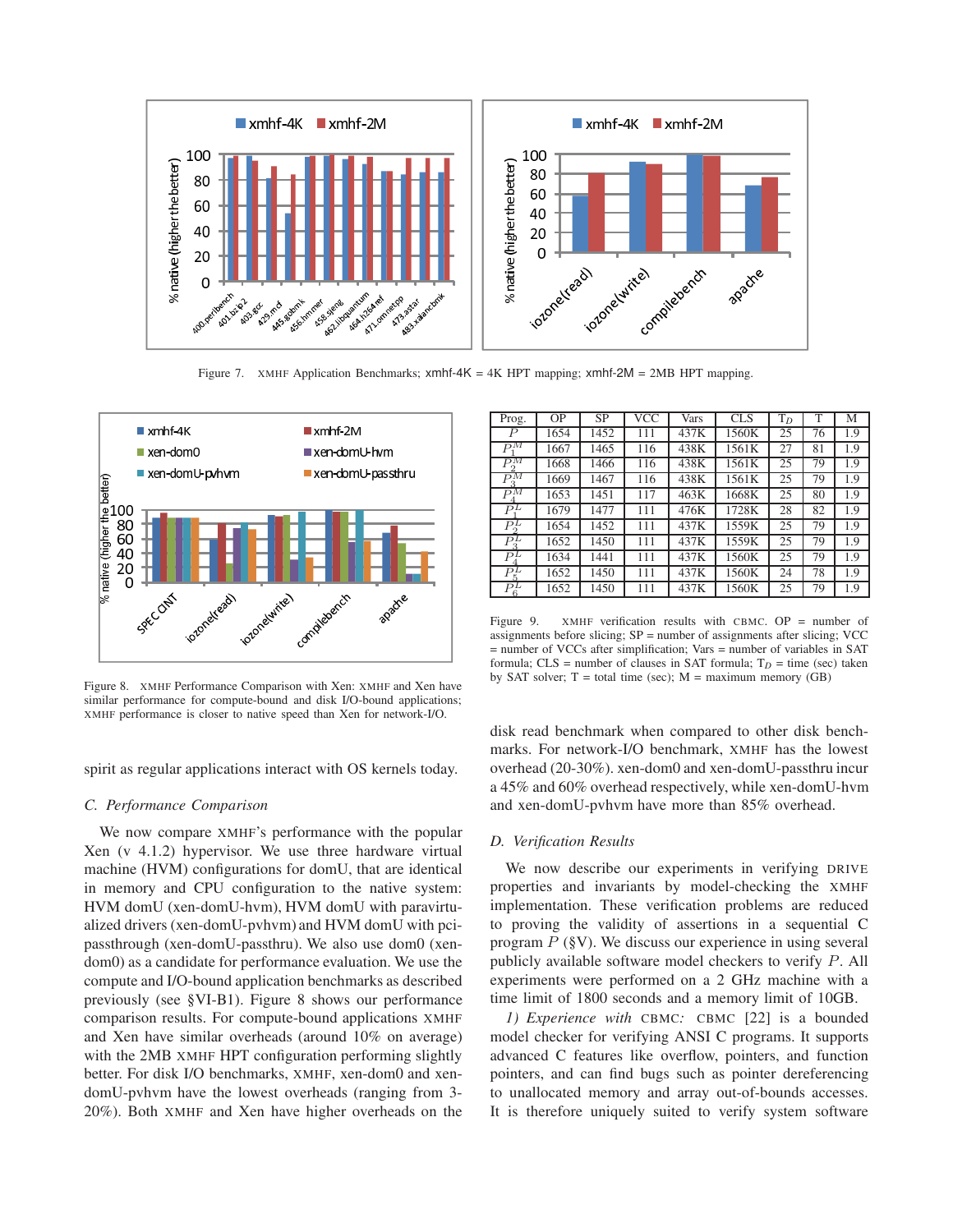Figure 7. XMHF Application Benchmarks; xmhf-4K = 4K HPT mapping; xmhf-2M = 2MB HPT mapping.

Figure 8. XMHF Performance Comparison with Xen: XMHF and Xen have similar performance for compute-bound and disk I/O-bound applications; XMHF performance is closer to native speed than Xen for network-I/O.

spirit as regular applications interact with OS kernels today.

### C. Performance Comparison

We now compare XMHF's performance with the popular Xen (v 4.1.2) hypervisor. We use three hardware virtual machine (HVM) configurations for domU, that are identical in memory and CPU configuration to the native system: HVM domU (xen-domU-hvm), HVM domU with paravirtualized drivers (xen-domU-pvhvm) and HVM domU with pci-passthrough (xen-domU-passthru). We also use dom0 (xen-dom0) as a candidate for performance evaluation. We use the compute and I/O-bound application benchmarks as described previously (see §VI-B1). Figure 8 shows our performance comparison results. For compute-bound applications XMHF and Xen have similar overheads (around 10% on average) with the 2MB XMHF HPT configuration performing slightly better. For disk I/O benchmarks, XMHF, xen-dom0 and xen-domU-pvhvm have the lowest overheads (ranging from 3-20%). Both XMHF and Xen have higher overheads on the disk read benchmark when compared to other disk benchmarks. For network-I/O benchmark, XMHF has the lowest overhead (20-30%). xen-dom0 and xen-domU-passthru incur a 45% and 60% overhead respectively, while xen-domU-hvm and xen-domU-pvhvm have more than 85% overhead.

| Prog. | OP | SP | VCC | Vars | CLS | $T_D$ | T | M |
|---|---|---|---|---|---|---|---|---|
| $P$ | 1654 | 1452 | 111 | 437K | 1560K | 25 | 76 | 1.9 |
| $P_1^M$ | 1667 | 1465 | 116 | 438K | 1561K | 27 | 81 | 1.9 |
| $P_2^M$ | 1668 | 1466 | 116 | 438K | 1561K | 25 | 79 | 1.9 |
| $P_3^M$ | 1669 | 1467 | 116 | 438K | 1561K | 25 | 79 | 1.9 |
| $P_4^M$ | 1653 | 1451 | 117 | 463K | 1668K | 25 | 80 | 1.9 |
| $P_1^L$ | 1679 | 1477 | 111 | 476K | 1728K | 28 | 82 | 1.9 |
| $P_2^L$ | 1654 | 1452 | 111 | 437K | 1559K | 25 | 79 | 1.9 |
| $P_3^L$ | 1652 | 1450 | 111 | 437K | 1559K | 25 | 79 | 1.9 |
| $P_4^L$ | 1634 | 1441 | 111 | 437K | 1560K | 25 | 79 | 1.9 |
| $P_5^L$ | 1652 | 1450 | 111 | 437K | 1560K | 24 | 78 | 1.9 |
| $P_6^L$ | 1652 | 1450 | 111 | 437K | 1560K | 25 | 79 | 1.9 |

Figure 9. XMHF verification results with CBMC. OP = number of assignments before slicing; SP = number of assignments after slicing; VCC = number of VCCs after simplification; Vars = number of variables in SAT formula; CLS = number of clauses in SAT formula; $T_D$ = time (sec) taken by SAT solver; T = total time (sec); M = maximum memory (GB)

### D. Verification Results

We now describe our experiments in verifying DRIVE properties and invariants by model-checking the XMHF implementation. These verification problems are reduced to proving the validity of assertions in a sequential C program $P$ (§V). We discuss our experience in using several publicly available software model checkers to verify $P$. All experiments were performed on a 2 GHz machine with a time limit of 1800 seconds and a memory limit of 10GB.

*1) Experience with* CBMC*:* CBMC [22] is a bounded model checker for verifying ANSI C programs. It supports advanced C features like overflow, pointers, and function pointers, and can find bugs such as pointer dereferencing to unallocated memory and array out-of-bounds accesses. It is therefore uniquely suited to verify system software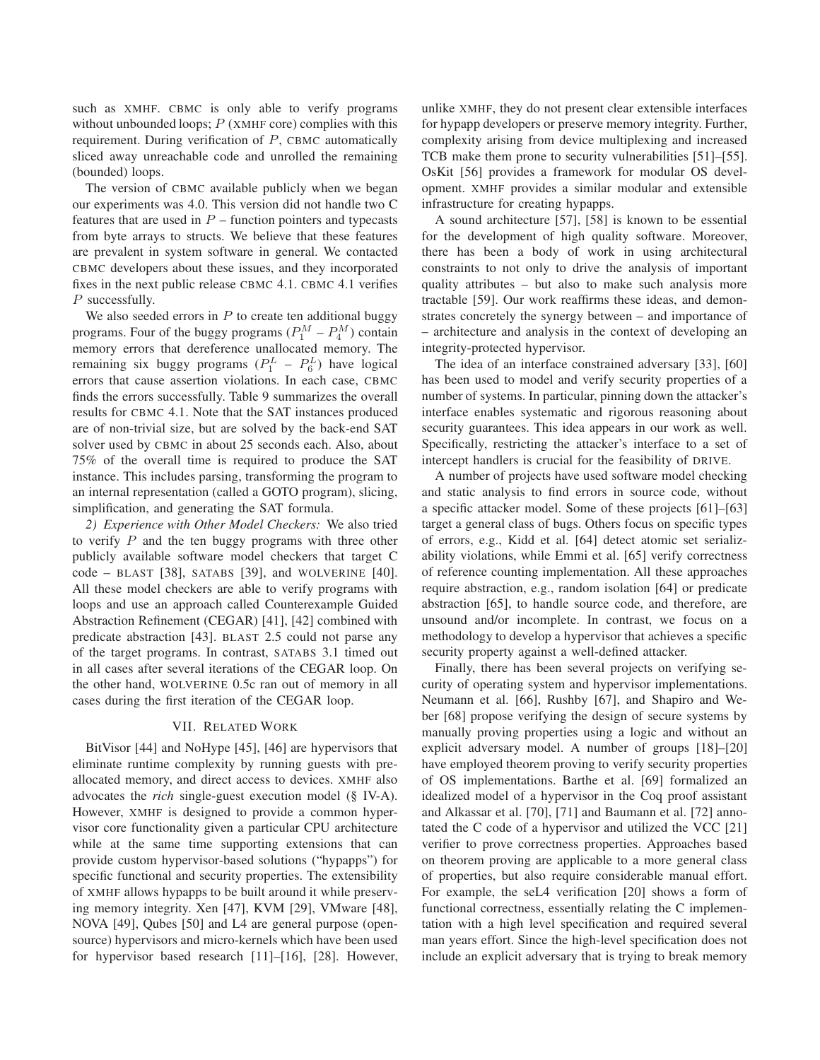such as XMHF. CBMC is only able to verify programs without unbounded loops; $P$ (XMHF core) complies with this requirement. During verification of $P$, CBMC automatically sliced away unreachable code and unrolled the remaining (bounded) loops.

The version of CBMC available publicly when we began our experiments was 4.0. This version did not handle two C features that are used in $P$ – function pointers and typecasts from byte arrays to structs. We believe that these features are prevalent in system software in general. We contacted CBMC developers about these issues, and they incorporated fixes in the next public release CBMC 4.1. CBMC 4.1 verifies $P$ successfully.

We also seeded errors in $P$ to create ten additional buggy programs. Four of the buggy programs ($P_1^M$ – $P_4^M$) contain memory errors that dereference unallocated memory. The remaining six buggy programs ($P_1^L$ – $P_6^L$) have logical errors that cause assertion violations. In each case, CBMC finds the errors successfully. Table 9 summarizes the overall results for CBMC 4.1. Note that the SAT instances produced are of non-trivial size, but are solved by the back-end SAT solver used by CBMC in about 25 seconds each. Also, about 75% of the overall time is required to produce the SAT instance. This includes parsing, transforming the program to an internal representation (called a GOTO program), slicing, simplification, and generating the SAT formula.

*2) Experience with Other Model Checkers:* We also tried to verify $P$ and the ten buggy programs with three other publicly available software model checkers that target C code – BLAST [38], SATABS [39], and WOLVERINE [40]. All these model checkers are able to verify programs with loops and use an approach called Counterexample Guided Abstraction Refinement (CEGAR) [41], [42] combined with predicate abstraction [43]. BLAST 2.5 could not parse any of the target programs. In contrast, SATABS 3.1 timed out in all cases after several iterations of the CEGAR loop. On the other hand, WOLVERINE 0.5c ran out of memory in all cases during the first iteration of the CEGAR loop.

## VII. Related Work

BitVisor [44] and NoHype [45], [46] are hypervisors that eliminate runtime complexity by running guests with pre-allocated memory, and direct access to devices. XMHF also advocates the *rich* single-guest execution model (§ IV-A). However, XMHF is designed to provide a common hypervisor core functionality given a particular CPU architecture while at the same time supporting extensions that can provide custom hypervisor-based solutions ("hypapps") for specific functional and security properties. The extensibility of XMHF allows hypapps to be built around it while preserving memory integrity. Xen [47], KVM [29], VMware [48], NOVA [49], Qubes [50] and L4 are general purpose (open-source) hypervisors and micro-kernels which have been used for hypervisor based research [11]–[16], [28]. However, unlike XMHF, they do not present clear extensible interfaces for hypapp developers or preserve memory integrity. Further, complexity arising from device multiplexing and increased TCB make them prone to security vulnerabilities [51]–[55]. OsKit [56] provides a framework for modular OS development. XMHF provides a similar modular and extensible infrastructure for creating hypapps.

A sound architecture [57], [58] is known to be essential for the development of high quality software. Moreover, there has been a body of work in using architectural constraints to not only to drive the analysis of important quality attributes – but also to make such analysis more tractable [59]. Our work reaffirms these ideas, and demonstrates concretely the synergy between – and importance of – architecture and analysis in the context of developing an integrity-protected hypervisor.

The idea of an interface constrained adversary [33], [60] has been used to model and verify security properties of a number of systems. In particular, pinning down the attacker's interface enables systematic and rigorous reasoning about security guarantees. This idea appears in our work as well. Specifically, restricting the attacker's interface to a set of intercept handlers is crucial for the feasibility of DRIVE.

A number of projects have used software model checking and static analysis to find errors in source code, without a specific attacker model. Some of these projects [61]–[63] target a general class of bugs. Others focus on specific types of errors, e.g., Kidd et al. [64] detect atomic set serializability violations, while Emmi et al. [65] verify correctness of reference counting implementation. All these approaches require abstraction, e.g., random isolation [64] or predicate abstraction [65], to handle source code, and therefore, are unsound and/or incomplete. In contrast, we focus on a methodology to develop a hypervisor that achieves a specific security property against a well-defined attacker.

Finally, there has been several projects on verifying security of operating system and hypervisor implementations. Neumann et al. [66], Rushby [67], and Shapiro and Weber [68] propose verifying the design of secure systems by manually proving properties using a logic and without an explicit adversary model. A number of groups [18]–[20] have employed theorem proving to verify security properties of OS implementations. Barthe et al. [69] formalized an idealized model of a hypervisor in the Coq proof assistant and Alkassar et al. [70], [71] and Baumann et al. [72] annotated the C code of a hypervisor and utilized the VCC [21] verifier to prove correctness properties. Approaches based on theorem proving are applicable to a more general class of properties, but also require considerable manual effort. For example, the seL4 verification [20] shows a form of functional correctness, essentially relating the C implementation with a high level specification and required several man years effort. Since the high-level specification does not include an explicit adversary that is trying to break memory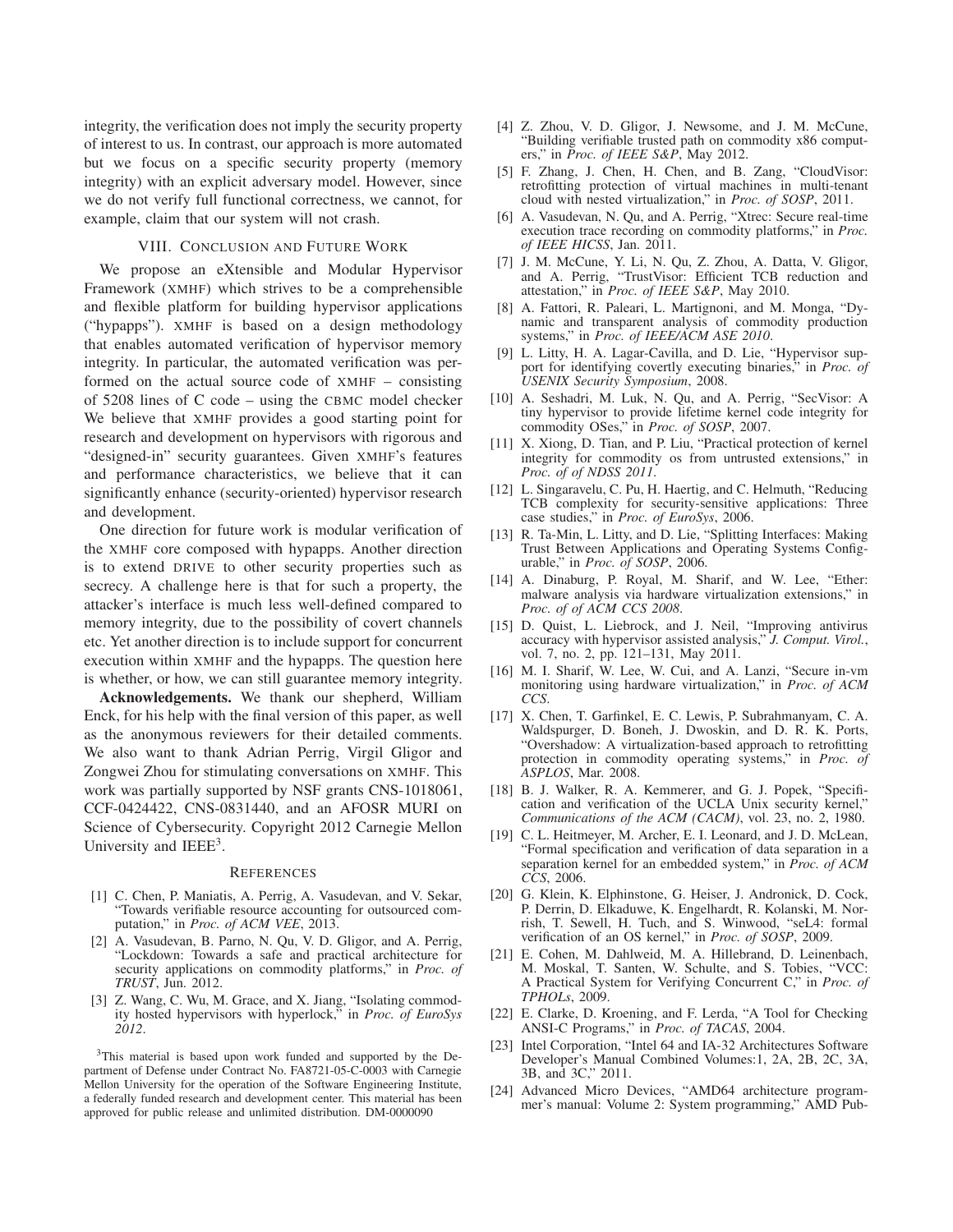integrity, the verification does not imply the security property of interest to us. In contrast, our approach is more automated but we focus on a specific security property (memory integrity) with an explicit adversary model. However, since we do not verify full functional correctness, we cannot, for example, claim that our system will not crash.

## VIII. Conclusion and Future Work

We propose an eXtensible and Modular Hypervisor Framework (XMHF) which strives to be a comprehensible and flexible platform for building hypervisor applications ("hypapps"). XMHF is based on a design methodology that enables automated verification of hypervisor memory integrity. In particular, the automated verification was performed on the actual source code of XMHF – consisting of 5208 lines of C code – using the CBMC model checker We believe that XMHF provides a good starting point for research and development on hypervisors with rigorous and "designed-in" security guarantees. Given XMHF's features and performance characteristics, we believe that it can significantly enhance (security-oriented) hypervisor research and development.

One direction for future work is modular verification of the XMHF core composed with hypapps. Another direction is to extend DRIVE to other security properties such as secrecy. A challenge here is that for such a property, the attacker's interface is much less well-defined compared to memory integrity, due to the possibility of covert channels etc. Yet another direction is to include support for concurrent execution within XMHF and the hypapps. The question here is whether, or how, we can still guarantee memory integrity.

**Acknowledgements.** We thank our shepherd, William Enck, for his help with the final version of this paper, as well as the anonymous reviewers for their detailed comments. We also want to thank Adrian Perrig, Virgil Gligor and Zongwei Zhou for stimulating conversations on XMHF. This work was partially supported by NSF grants CNS-1018061, CCF-0424422, CNS-0831440, and an AFOSR MURI on Science of Cybersecurity. Copyright 2012 Carnegie Mellon University and IEEE[3].

## References

[1] C. Chen, P. Maniatis, A. Perrig, A. Vasudevan, and V. Sekar, "Towards verifiable resource accounting for outsourced computation," in *Proc. of ACM VEE*, 2013.

[2] A. Vasudevan, B. Parno, N. Qu, V. D. Gligor, and A. Perrig, "Lockdown: Towards a safe and practical architecture for security applications on commodity platforms," in *Proc. of TRUST*, Jun. 2012.

[3] Z. Wang, C. Wu, M. Grace, and X. Jiang, "Isolating commodity hosted hypervisors with hyperlock," in *Proc. of EuroSys 2012*.

[4] Z. Zhou, V. D. Gligor, J. Newsome, and J. M. McCune, "Building verifiable trusted path on commodity x86 computers," in *Proc. of IEEE S&P*, May 2012.

[5] F. Zhang, J. Chen, H. Chen, and B. Zang, "CloudVisor: retrofitting protection of virtual machines in multi-tenant cloud with nested virtualization," in *Proc. of SOSP*, 2011.

[6] A. Vasudevan, N. Qu, and A. Perrig, "Xtrec: Secure real-time execution trace recording on commodity platforms," in *Proc. of IEEE HICSS*, Jan. 2011.

[7] J. M. McCune, Y. Li, N. Qu, Z. Zhou, A. Datta, V. Gligor, and A. Perrig, "TrustVisor: Efficient TCB reduction and attestation," in *Proc. of IEEE S&P*, May 2010.

[8] A. Fattori, R. Paleari, L. Martignoni, and M. Monga, "Dynamic and transparent analysis of commodity production systems," in *Proc. of IEEE/ACM ASE 2010*.

[9] L. Litty, H. A. Lagar-Cavilla, and D. Lie, "Hypervisor support for identifying covertly executing binaries," in *Proc. of USENIX Security Symposium*, 2008.

[10] A. Seshadri, M. Luk, N. Qu, and A. Perrig, "SecVisor: A tiny hypervisor to provide lifetime kernel code integrity for commodity OSes," in *Proc. of SOSP*, 2007.

[11] X. Xiong, D. Tian, and P. Liu, "Practical protection of kernel integrity for commodity os from untrusted extensions," in *Proc. of NDSS 2011*.

[12] L. Singaravelu, C. Pu, H. Haertig, and C. Helmuth, "Reducing TCB complexity for security-sensitive applications: Three case studies," in *Proc. of EuroSys*, 2006.

[13] R. Ta-Min, L. Litty, and D. Lie, "Splitting Interfaces: Making Trust Between Applications and Operating Systems Configurable," in *Proc. of SOSP*, 2006.

[14] A. Dinaburg, P. Royal, M. Sharif, and W. Lee, "Ether: malware analysis via hardware virtualization extensions," in *Proc. of of ACM CCS 2008*.

[15] D. Quist, L. Liebrock, and J. Neil, "Improving antivirus accuracy with hypervisor assisted analysis," *J. Comput. Virol.*, vol. 7, no. 2, pp. 121–131, May 2011.

[16] M. I. Sharif, W. Lee, W. Cui, and A. Lanzi, "Secure in-vm monitoring using hardware virtualization," in *Proc. of ACM CCS*.

[17] X. Chen, T. Garfinkel, E. C. Lewis, P. Subrahmanyam, C. A. Waldspurger, D. Boneh, J. Dwoskin, and D. R. K. Ports, "Overshadow: A virtualization-based approach to retrofitting protection in commodity operating systems," in *Proc. of ASPLOS*, Mar. 2008.

[18] B. J. Walker, R. A. Kemmerer, and G. J. Popek, "Specification and verification of the UCLA Unix security kernel," *Communications of the ACM (CACM)*, vol. 23, no. 2, 1980.

[19] C. L. Heitmeyer, M. Archer, E. I. Leonard, and J. D. McLean, "Formal specification and verification of data separation in a separation kernel for an embedded system," in *Proc. of ACM CCS*, 2006.

[20] G. Klein, K. Elphinstone, G. Heiser, J. Andronick, D. Cock, P. Derrin, D. Elkaduwe, K. Engelhardt, R. Kolanski, M. Norrish, T. Sewell, H. Tuch, and S. Winwood, "seL4: formal verification of an OS kernel," in *Proc. of SOSP*, 2009.

[21] E. Cohen, M. Dahlweid, M. A. Hillebrand, D. Leinenbach, M. Moskal, T. Santen, W. Schulte, and S. Tobies, "VCC: A Practical System for Verifying Concurrent C," in *Proc. of TPHOLs*, 2009.

[22] E. Clarke, D. Kroening, and F. Lerda, "A Tool for Checking ANSI-C Programs," in *Proc. of TACAS*, 2004.

[23] Intel Corporation, "Intel 64 and IA-32 Architectures Software Developer's Manual Combined Volumes:1, 2A, 2B, 2C, 3A, 3B, and 3C," 2011.

[24] Advanced Micro Devices, "AMD64 architecture programmer's manual: Volume 2: System programming," AMD Pub-

[3] This material is based upon work funded and supported by the Department of Defense under Contract No. FA8721-05-C-0003 with Carnegie Mellon University for the operation of the Software Engineering Institute, a federally funded research and development center. This material has been approved for public release and unlimited distribution. DM-0000090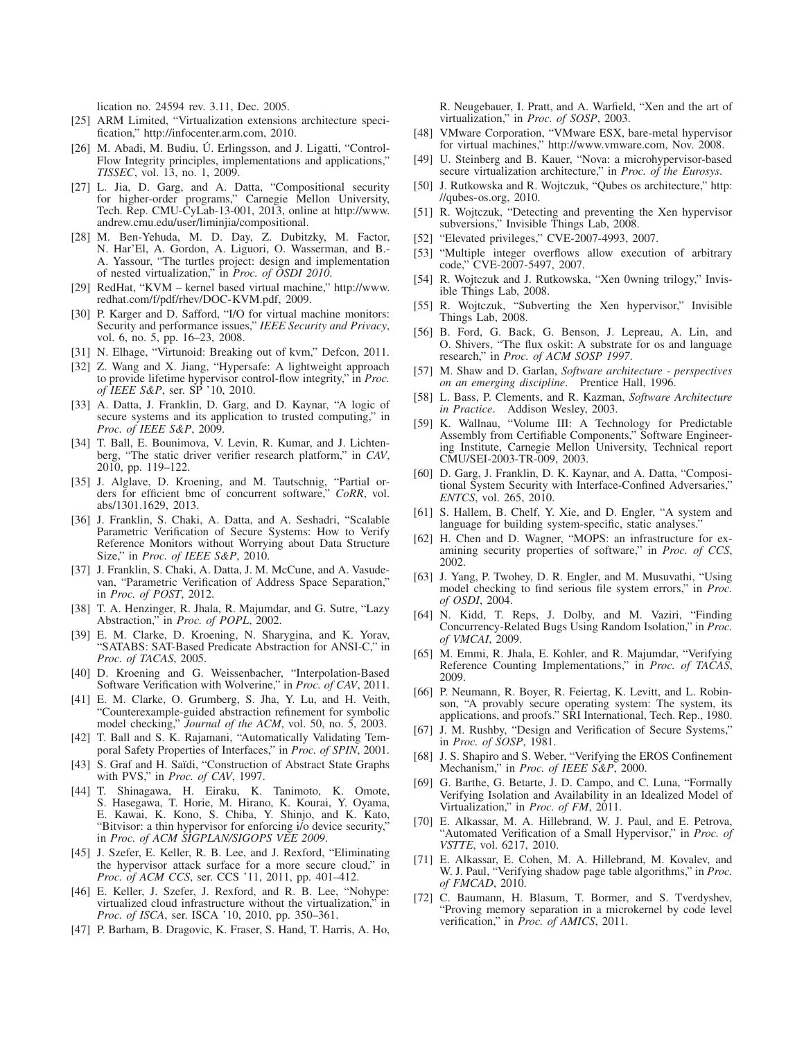lication no. 24594 rev. 3.11, Dec. 2005.

[25] ARM Limited, "Virtualization extensions architecture specification," http://infocenter.arm.com, 2010.

[26] M. Abadi, M. Budiu, Ú. Erlingsson, and J. Ligatti, "Control-Flow Integrity principles, implementations and applications," *TISSEC*, vol. 13, no. 1, 2009.

[27] L. Jia, D. Garg, and A. Datta, "Compositional security for higher-order programs," Carnegie Mellon University, Tech. Rep. CMU-CyLab-13-001, 2013, online at http://www.andrew.cmu.edu/user/liminjia/compositional.

[28] M. Ben-Yehuda, M. D. Day, Z. Dubitzky, M. Factor, N. Har'El, A. Gordon, A. Liguori, O. Wasserman, and B.-A. Yassour, "The turtles project: design and implementation of nested virtualization," in *Proc. of OSDI 2010*.

[29] RedHat, "KVM – kernel based virtual machine," http://www.redhat.com/f/pdf/rhev/DOC-KVM.pdf, 2009.

[30] P. Karger and D. Safford, "I/O for virtual machine monitors: Security and performance issues," *IEEE Security and Privacy*, vol. 6, no. 5, pp. 16–23, 2008.

[31] N. Elhage, "Virtunoid: Breaking out of kvm," Defcon, 2011.

[32] Z. Wang and X. Jiang, "Hypersafe: A lightweight approach to provide lifetime hypervisor control-flow integrity," in *Proc. of IEEE S&P*, ser. SP '10, 2010.

[33] A. Datta, J. Franklin, D. Garg, and D. Kaynar, "A logic of secure systems and its application to trusted computing," in *Proc. of IEEE S&P*, 2009.

[34] T. Ball, E. Bounimova, V. Levin, R. Kumar, and J. Lichtenberg, "The static driver verifier research platform," in *CAV*, 2010, pp. 119–122.

[35] J. Alglave, D. Kroening, and M. Tautschnig, "Partial orders for efficient bmc of concurrent software," *CoRR*, vol. abs/1301.1629, 2013.

[36] J. Franklin, S. Chaki, A. Datta, and A. Seshadri, "Scalable Parametric Verification of Secure Systems: How to Verify Reference Monitors without Worrying about Data Structure Size," in *Proc. of IEEE S&P*, 2010.

[37] J. Franklin, S. Chaki, A. Datta, J. M. McCune, and A. Vasudevan, "Parametric Verification of Address Space Separation," in *Proc. of POST*, 2012.

[38] T. A. Henzinger, R. Jhala, R. Majumdar, and G. Sutre, "Lazy Abstraction," in *Proc. of POPL*, 2002.

[39] E. M. Clarke, D. Kroening, N. Sharygina, and K. Yorav, "SATABS: SAT-Based Predicate Abstraction for ANSI-C," in *Proc. of TACAS*, 2005.

[40] D. Kroening and G. Weissenbacher, "Interpolation-Based Software Verification with Wolverine," in *Proc. of CAV*, 2011.

[41] E. M. Clarke, O. Grumberg, S. Jha, Y. Lu, and H. Veith, "Counterexample-guided abstraction refinement for symbolic model checking," *Journal of the ACM*, vol. 50, no. 5, 2003.

[42] T. Ball and S. K. Rajamani, "Automatically Validating Temporal Safety Properties of Interfaces," in *Proc. of SPIN*, 2001.

[43] S. Graf and H. Saïdi, "Construction of Abstract State Graphs with PVS," in *Proc. of CAV*, 1997.

[44] T. Shinagawa, H. Eiraku, K. Tanimoto, K. Omote, S. Hasegawa, T. Horie, M. Hirano, K. Kourai, Y. Oyama, E. Kawai, K. Kono, S. Chiba, Y. Shinjo, and K. Kato, "Bitvisor: a thin hypervisor for enforcing i/o device security," in *Proc. of ACM SIGPLAN/SIGOPS VEE 2009*.

[45] J. Szefer, E. Keller, R. B. Lee, and J. Rexford, "Eliminating the hypervisor attack surface for a more secure cloud," in *Proc. of ACM CCS*, ser. CCS '11, 2011, pp. 401–412.

[46] E. Keller, J. Szefer, J. Rexford, and R. B. Lee, "Nohype: virtualized cloud infrastructure without the virtualization," in *Proc. of ISCA*, ser. ISCA '10, 2010, pp. 350–361.

[47] P. Barham, B. Dragovic, K. Fraser, S. Hand, T. Harris, A. Ho, R. Neugebauer, I. Pratt, and A. Warfield, "Xen and the art of virtualization," in *Proc. of SOSP*, 2003.

[48] VMware Corporation, "VMware ESX, bare-metal hypervisor for virtual machines," http://www.vmware.com, Nov. 2008.

[49] U. Steinberg and B. Kauer, "Nova: a microhypervisor-based secure virtualization architecture," in *Proc. of the Eurosys*.

[50] J. Rutkowska and R. Wojtczuk, "Qubes os architecture," http://qubes-os.org, 2010.

[51] R. Wojtczuk, "Detecting and preventing the Xen hypervisor subversions," Invisible Things Lab, 2008.

[52] "Elevated privileges," CVE-2007-4993, 2007.

[53] "Multiple integer overflows allow execution of arbitrary code," CVE-2007-5497, 2007.

[54] R. Wojtczuk and J. Rutkowska, "Xen 0wning trilogy," Invisible Things Lab, 2008.

[55] R. Wojtczuk, "Subverting the Xen hypervisor," Invisible Things Lab, 2008.

[56] B. Ford, G. Back, G. Benson, J. Lepreau, A. Lin, and O. Shivers, "The flux oskit: A substrate for os and language research," in *Proc. of ACM SOSP 1997*.

[57] M. Shaw and D. Garlan, *Software architecture - perspectives on an emerging discipline*. Prentice Hall, 1996.

[58] L. Bass, P. Clements, and R. Kazman, *Software Architecture in Practice*. Addison Wesley, 2003.

[59] K. Wallnau, "Volume III: A Technology for Predictable Assembly from Certifiable Components," Software Engineering Institute, Carnegie Mellon University, Technical report CMU/SEI-2003-TR-009, 2003.

[60] D. Garg, J. Franklin, D. K. Kaynar, and A. Datta, "Compositional System Security with Interface-Confined Adversaries," *ENTCS*, vol. 265, 2010.

[61] S. Hallem, B. Chelf, Y. Xie, and D. Engler, "A system and language for building system-specific, static analyses."

[62] H. Chen and D. Wagner, "MOPS: an infrastructure for examining security properties of software," in *Proc. of CCS*, 2002.

[63] J. Yang, P. Twohey, D. R. Engler, and M. Musuvathi, "Using model checking to find serious file system errors," in *Proc. of OSDI*, 2004.

[64] N. Kidd, T. Reps, J. Dolby, and M. Vaziri, "Finding Concurrency-Related Bugs Using Random Isolation," in *Proc. of VMCAI*, 2009.

[65] M. Emmi, R. Jhala, E. Kohler, and R. Majumdar, "Verifying Reference Counting Implementations," in *Proc. of TACAS*, 2009.

[66] P. Neumann, R. Boyer, R. Feiertag, K. Levitt, and L. Robinson, "A provably secure operating system: The system, its applications, and proofs." SRI International, Tech. Rep., 1980.

[67] J. M. Rushby, "Design and Verification of Secure Systems," in *Proc. of SOSP*, 1981.

[68] J. S. Shapiro and S. Weber, "Verifying the EROS Confinement Mechanism," in *Proc. of IEEE S&P*, 2000.

[69] G. Barthe, G. Betarte, J. D. Campo, and C. Luna, "Formally Verifying Isolation and Availability in an Idealized Model of Virtualization," in *Proc. of FM*, 2011.

[70] E. Alkassar, M. A. Hillebrand, W. J. Paul, and E. Petrova, "Automated Verification of a Small Hypervisor," in *Proc. of VSTTE*, vol. 6217, 2010.

[71] E. Alkassar, E. Cohen, M. A. Hillebrand, M. Kovalev, and W. J. Paul, "Verifying shadow page table algorithms," in *Proc. of FMCAD*, 2010.

[72] C. Baumann, H. Blasum, T. Bormer, and S. Tverdyshev, "Proving memory separation in a microkernel by code level verification," in *Proc. of AMICS*, 2011.